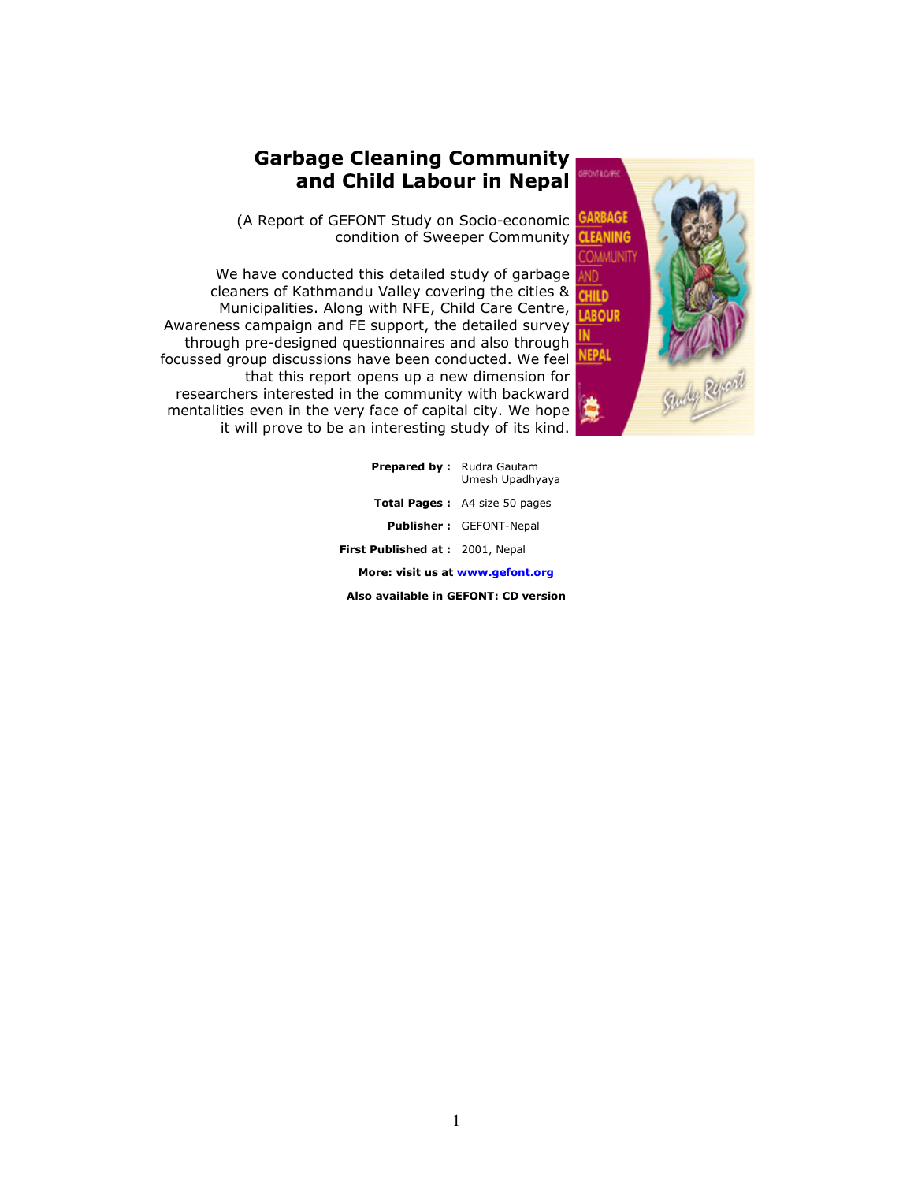# Garbage Cleaning Community and Child Labour in Nepal

(A Report of GEFONT Study on Socio-economic condition of Sweeper Community

We have conducted this detailed study of garbage cleaners of Kathmandu Valley covering the cities & Municipalities. Along with NFE, Child Care Centre, Awareness campaign and FE support, the detailed survey through pre-designed questionnaires and also through focussed group discussions have been conducted. We feel that this report opens up a new dimension for researchers interested in the community with backward mentalities even in the very face of capital city. We hope it will prove to be an interesting study of its kind.

**Prepared by :** Rudra Gautam
Umesh Upadhyaya

**Total Pages :** A4 size 50 pages

**Publisher :** GEFONT-Nepal

**First Published at :** 2001, Nepal

**More: visit us at [www.gefont.org](http://www.gefont.org)**

**Also available in GEFONT: CD version**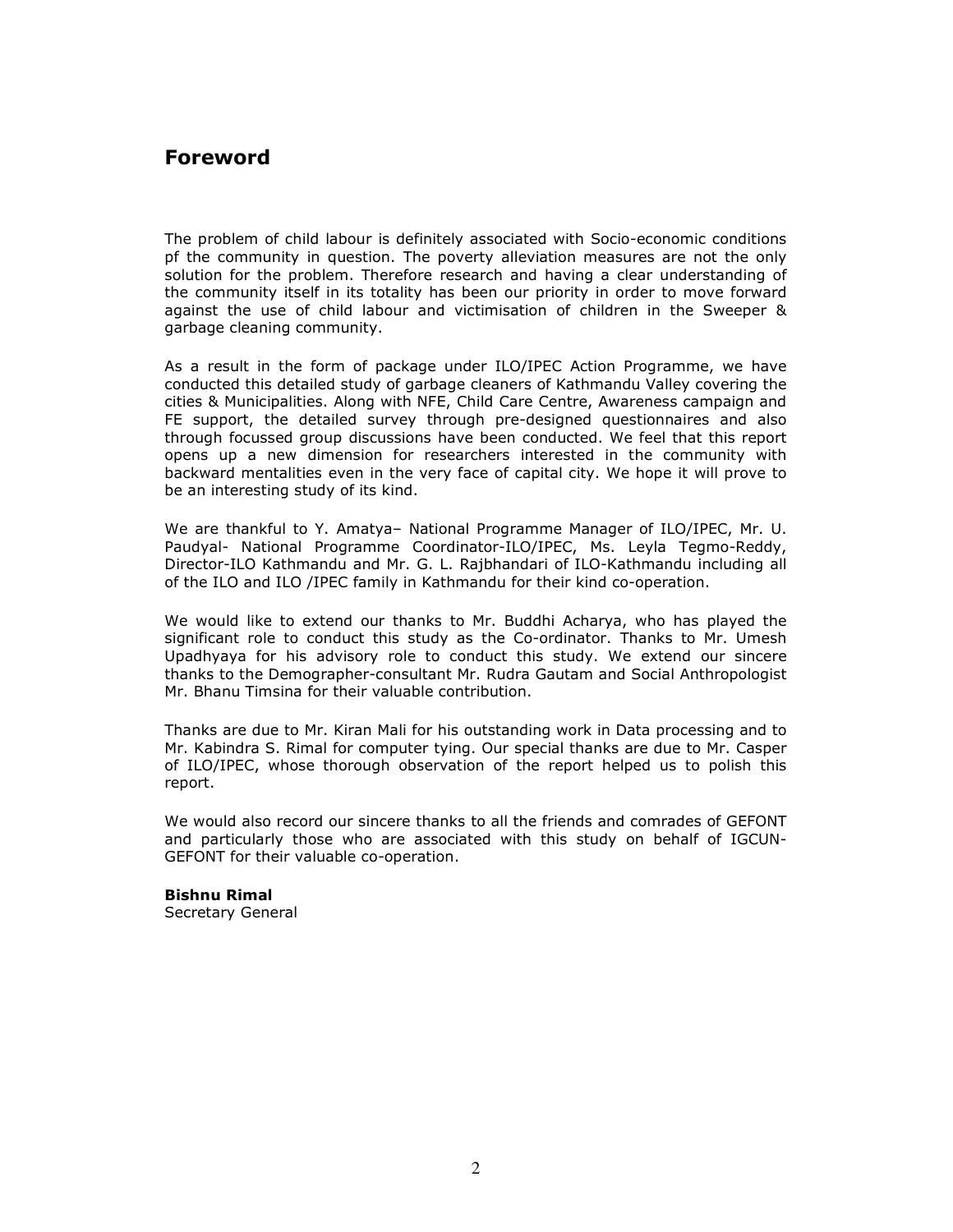## Foreword

The problem of child labour is definitely associated with Socio-economic conditions pf the community in question. The poverty alleviation measures are not the only solution for the problem. Therefore research and having a clear understanding of the community itself in its totality has been our priority in order to move forward against the use of child labour and victimisation of children in the Sweeper & garbage cleaning community.

As a result in the form of package under ILO/IPEC Action Programme, we have conducted this detailed study of garbage cleaners of Kathmandu Valley covering the cities & Municipalities. Along with NFE, Child Care Centre, Awareness campaign and FE support, the detailed survey through pre-designed questionnaires and also through focussed group discussions have been conducted. We feel that this report opens up a new dimension for researchers interested in the community with backward mentalities even in the very face of capital city. We hope it will prove to be an interesting study of its kind.

We are thankful to Y. Amatya– National Programme Manager of ILO/IPEC, Mr. U. Paudyal- National Programme Coordinator-ILO/IPEC, Ms. Leyla Tegmo-Reddy, Director-ILO Kathmandu and Mr. G. L. Rajbhandari of ILO-Kathmandu including all of the ILO and ILO /IPEC family in Kathmandu for their kind co-operation.

We would like to extend our thanks to Mr. Buddhi Acharya, who has played the significant role to conduct this study as the Co-ordinator. Thanks to Mr. Umesh Upadhyaya for his advisory role to conduct this study. We extend our sincere thanks to the Demographer-consultant Mr. Rudra Gautam and Social Anthropologist Mr. Bhanu Timsina for their valuable contribution.

Thanks are due to Mr. Kiran Mali for his outstanding work in Data processing and to Mr. Kabindra S. Rimal for computer tying. Our special thanks are due to Mr. Casper of ILO/IPEC, whose thorough observation of the report helped us to polish this report.

We would also record our sincere thanks to all the friends and comrades of GEFONT and particularly those who are associated with this study on behalf of IGCUN-GEFONT for their valuable co-operation.

**Bishnu Rimal**
Secretary General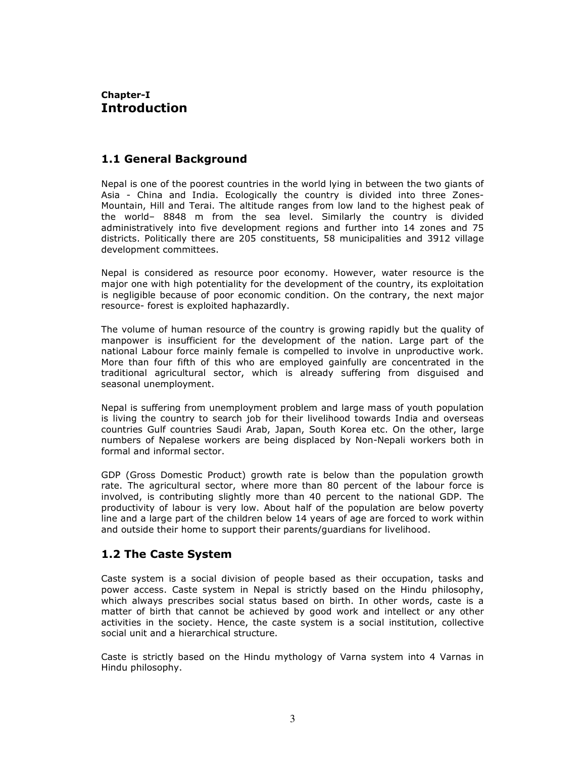## Chapter-I
# Introduction

## 1.1 General Background

Nepal is one of the poorest countries in the world lying in between the two giants of Asia - China and India. Ecologically the country is divided into three Zones- Mountain, Hill and Terai. The altitude ranges from low land to the highest peak of the world– 8848 m from the sea level. Similarly the country is divided administratively into five development regions and further into 14 zones and 75 districts. Politically there are 205 constituents, 58 municipalities and 3912 village development committees.

Nepal is considered as resource poor economy. However, water resource is the major one with high potentiality for the development of the country, its exploitation is negligible because of poor economic condition. On the contrary, the next major resource- forest is exploited haphazardly.

The volume of human resource of the country is growing rapidly but the quality of manpower is insufficient for the development of the nation. Large part of the national Labour force mainly female is compelled to involve in unproductive work. More than four fifth of this who are employed gainfully are concentrated in the traditional agricultural sector, which is already suffering from disguised and seasonal unemployment.

Nepal is suffering from unemployment problem and large mass of youth population is living the country to search job for their livelihood towards India and overseas countries Gulf countries Saudi Arab, Japan, South Korea etc. On the other, large numbers of Nepalese workers are being displaced by Non-Nepali workers both in formal and informal sector.

GDP (Gross Domestic Product) growth rate is below than the population growth rate. The agricultural sector, where more than 80 percent of the labour force is involved, is contributing slightly more than 40 percent to the national GDP. The productivity of labour is very low. About half of the population are below poverty line and a large part of the children below 14 years of age are forced to work within and outside their home to support their parents/guardians for livelihood.

## 1.2 The Caste System

Caste system is a social division of people based as their occupation, tasks and power access. Caste system in Nepal is strictly based on the Hindu philosophy, which always prescribes social status based on birth. In other words, caste is a matter of birth that cannot be achieved by good work and intellect or any other activities in the society. Hence, the caste system is a social institution, collective social unit and a hierarchical structure.

Caste is strictly based on the Hindu mythology of Varna system into 4 Varnas in Hindu philosophy.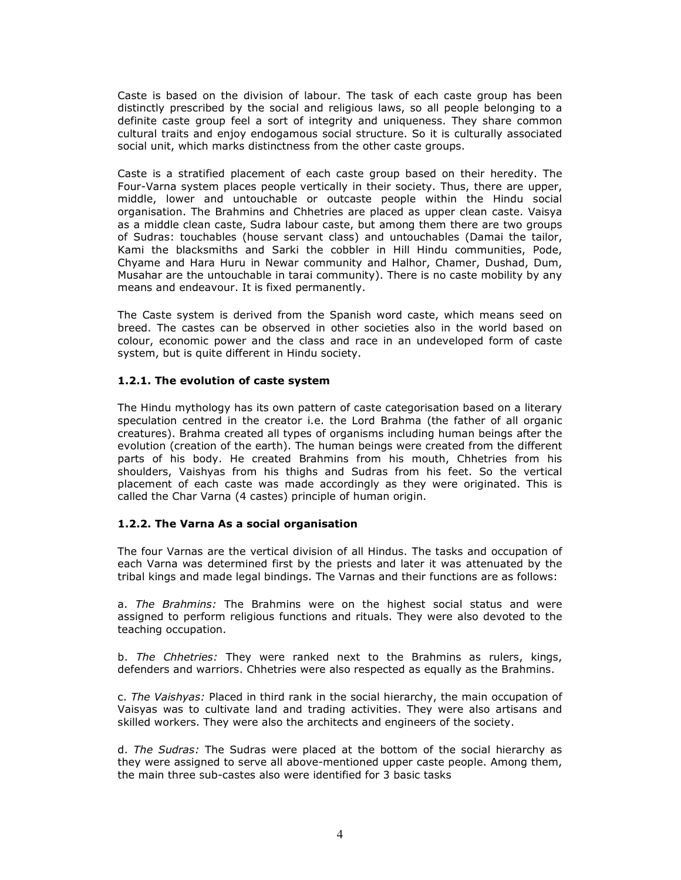Caste is based on the division of labour. The task of each caste group has been distinctly prescribed by the social and religious laws, so all people belonging to a definite caste group feel a sort of integrity and uniqueness. They share common cultural traits and enjoy endogamous social structure. So it is culturally associated social unit, which marks distinctness from the other caste groups.

Caste is a stratified placement of each caste group based on their heredity. The Four-Varna system places people vertically in their society. Thus, there are upper, middle, lower and untouchable or outcaste people within the Hindu social organisation. The Brahmins and Chhetries are placed as upper clean caste. Vaisya as a middle clean caste, Sudra labour caste, but among them there are two groups of Sudras: touchables (house servant class) and untouchables (Damai the tailor, Kami the blacksmiths and Sarki the cobbler in Hill Hindu communities, Pode, Chyame and Hara Huru in Newar community and Halhor, Chamer, Dushad, Dum, Musahar are the untouchable in tarai community). There is no caste mobility by any means and endeavour. It is fixed permanently.

The Caste system is derived from the Spanish word caste, which means seed on breed. The castes can be observed in other societies also in the world based on colour, economic power and the class and race in an undeveloped form of caste system, but is quite different in Hindu society.

### 1.2.1. The evolution of caste system

The Hindu mythology has its own pattern of caste categorisation based on a literary speculation centred in the creator i.e. the Lord Brahma (the father of all organic creatures). Brahma created all types of organisms including human beings after the evolution (creation of the earth). The human beings were created from the different parts of his body. He created Brahmins from his mouth, Chhetries from his shoulders, Vaishyas from his thighs and Sudras from his feet. So the vertical placement of each caste was made accordingly as they were originated. This is called the Char Varna (4 castes) principle of human origin.

### 1.2.2. The Varna As a social organisation

The four Varnas are the vertical division of all Hindus. The tasks and occupation of each Varna was determined first by the priests and later it was attenuated by the tribal kings and made legal bindings. The Varnas and their functions are as follows:

a. *The Brahmins:* The Brahmins were on the highest social status and were assigned to perform religious functions and rituals. They were also devoted to the teaching occupation.

b. *The Chhetries:* They were ranked next to the Brahmins as rulers, kings, defenders and warriors. Chhetries were also respected as equally as the Brahmins.

c. *The Vaishyas:* Placed in third rank in the social hierarchy, the main occupation of Vaisyas was to cultivate land and trading activities. They were also artisans and skilled workers. They were also the architects and engineers of the society.

d. *The Sudras:* The Sudras were placed at the bottom of the social hierarchy as they were assigned to serve all above-mentioned upper caste people. Among them, the main three sub-castes also were identified for 3 basic tasks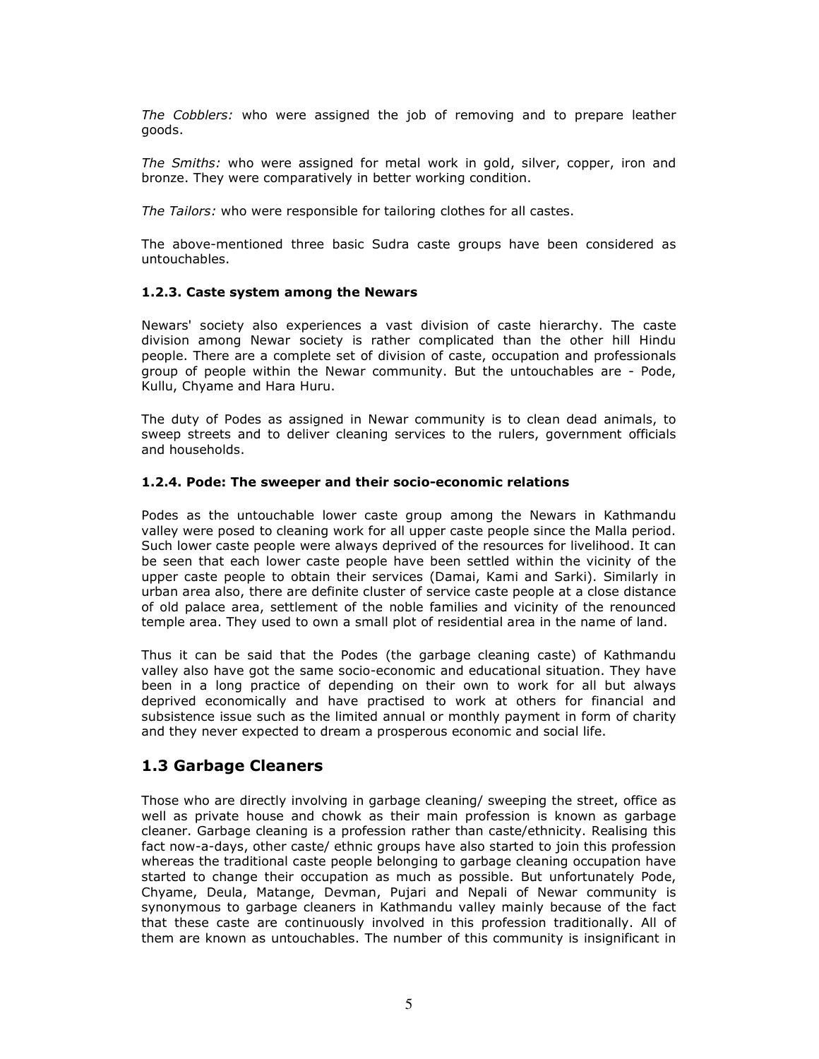*The Cobblers:* who were assigned the job of removing and to prepare leather goods.

*The Smiths:* who were assigned for metal work in gold, silver, copper, iron and bronze. They were comparatively in better working condition.

*The Tailors:* who were responsible for tailoring clothes for all castes.

The above-mentioned three basic Sudra caste groups have been considered as untouchables.

#### 1.2.3. Caste system among the Newars

Newars' society also experiences a vast division of caste hierarchy. The caste division among Newar society is rather complicated than the other hill Hindu people. There are a complete set of division of caste, occupation and professionals group of people within the Newar community. But the untouchables are - Pode, Kullu, Chyame and Hara Huru.

The duty of Podes as assigned in Newar community is to clean dead animals, to sweep streets and to deliver cleaning services to the rulers, government officials and households.

#### 1.2.4. Pode: The sweeper and their socio-economic relations

Podes as the untouchable lower caste group among the Newars in Kathmandu valley were posed to cleaning work for all upper caste people since the Malla period. Such lower caste people were always deprived of the resources for livelihood. It can be seen that each lower caste people have been settled within the vicinity of the upper caste people to obtain their services (Damai, Kami and Sarki). Similarly in urban area also, there are definite cluster of service caste people at a close distance of old palace area, settlement of the noble families and vicinity of the renounced temple area. They used to own a small plot of residential area in the name of land.

Thus it can be said that the Podes (the garbage cleaning caste) of Kathmandu valley also have got the same socio-economic and educational situation. They have been in a long practice of depending on their own to work for all but always deprived economically and have practised to work at others for financial and subsistence issue such as the limited annual or monthly payment in form of charity and they never expected to dream a prosperous economic and social life.

## 1.3 Garbage Cleaners

Those who are directly involving in garbage cleaning/ sweeping the street, office as well as private house and chowk as their main profession is known as garbage cleaner. Garbage cleaning is a profession rather than caste/ethnicity. Realising this fact now-a-days, other caste/ ethnic groups have also started to join this profession whereas the traditional caste people belonging to garbage cleaning occupation have started to change their occupation as much as possible. But unfortunately Pode, Chyame, Deula, Matange, Devman, Pujari and Nepali of Newar community is synonymous to garbage cleaners in Kathmandu valley mainly because of the fact that these caste are continuously involved in this profession traditionally. All of them are known as untouchables. The number of this community is insignificant in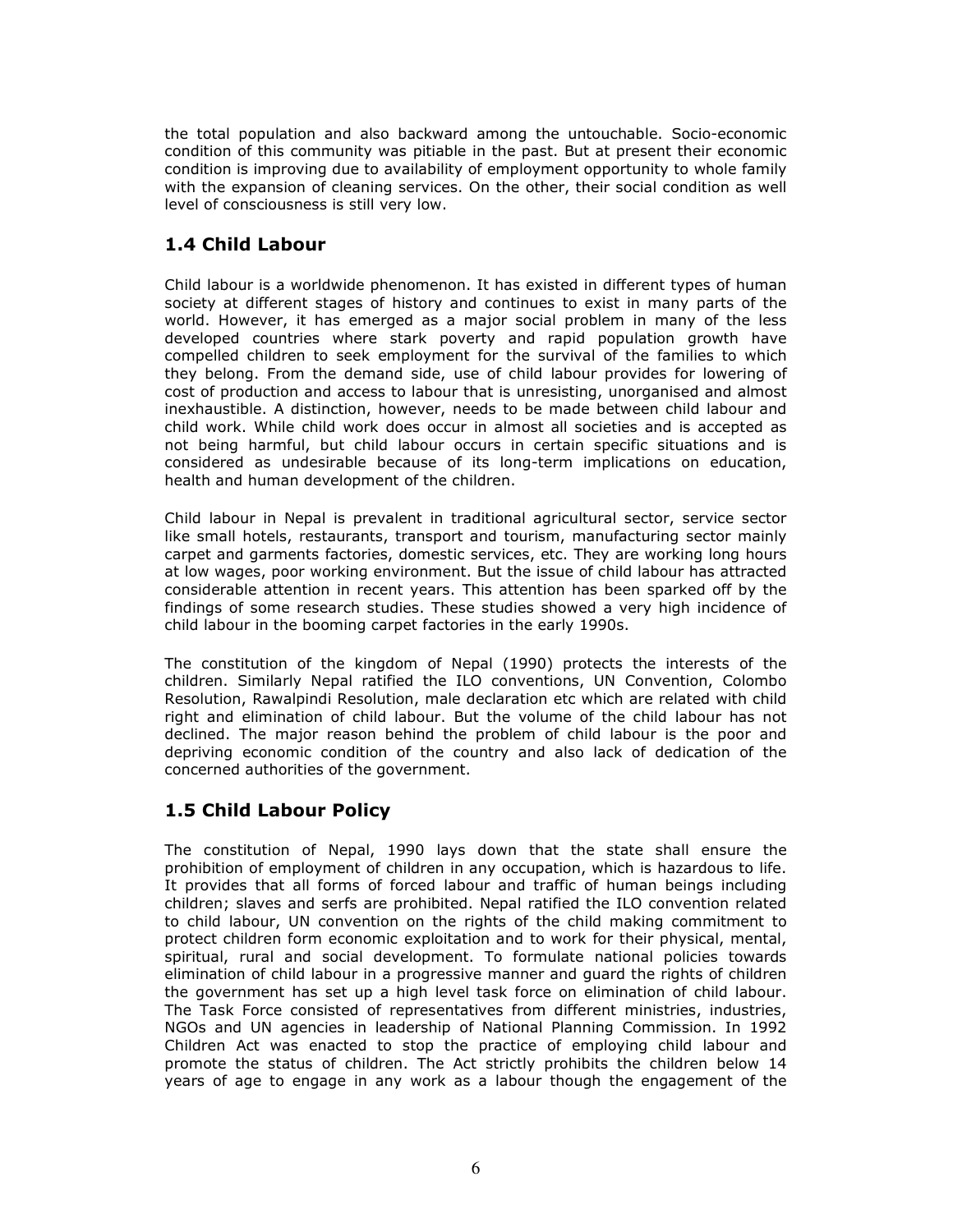the total population and also backward among the untouchable. Socio-economic condition of this community was pitiable in the past. But at present their economic condition is improving due to availability of employment opportunity to whole family with the expansion of cleaning services. On the other, their social condition as well level of consciousness is still very low.

## 1.4 Child Labour

Child labour is a worldwide phenomenon. It has existed in different types of human society at different stages of history and continues to exist in many parts of the world. However, it has emerged as a major social problem in many of the less developed countries where stark poverty and rapid population growth have compelled children to seek employment for the survival of the families to which they belong. From the demand side, use of child labour provides for lowering of cost of production and access to labour that is unresisting, unorganised and almost inexhaustible. A distinction, however, needs to be made between child labour and child work. While child work does occur in almost all societies and is accepted as not being harmful, but child labour occurs in certain specific situations and is considered as undesirable because of its long-term implications on education, health and human development of the children.

Child labour in Nepal is prevalent in traditional agricultural sector, service sector like small hotels, restaurants, transport and tourism, manufacturing sector mainly carpet and garments factories, domestic services, etc. They are working long hours at low wages, poor working environment. But the issue of child labour has attracted considerable attention in recent years. This attention has been sparked off by the findings of some research studies. These studies showed a very high incidence of child labour in the booming carpet factories in the early 1990s.

The constitution of the kingdom of Nepal (1990) protects the interests of the children. Similarly Nepal ratified the ILO conventions, UN Convention, Colombo Resolution, Rawalpindi Resolution, male declaration etc which are related with child right and elimination of child labour. But the volume of the child labour has not declined. The major reason behind the problem of child labour is the poor and depriving economic condition of the country and also lack of dedication of the concerned authorities of the government.

## 1.5 Child Labour Policy

The constitution of Nepal, 1990 lays down that the state shall ensure the prohibition of employment of children in any occupation, which is hazardous to life. It provides that all forms of forced labour and traffic of human beings including children; slaves and serfs are prohibited. Nepal ratified the ILO convention related to child labour, UN convention on the rights of the child making commitment to protect children form economic exploitation and to work for their physical, mental, spiritual, rural and social development. To formulate national policies towards elimination of child labour in a progressive manner and guard the rights of children the government has set up a high level task force on elimination of child labour. The Task Force consisted of representatives from different ministries, industries, NGOs and UN agencies in leadership of National Planning Commission. In 1992 Children Act was enacted to stop the practice of employing child labour and promote the status of children. The Act strictly prohibits the children below 14 years of age to engage in any work as a labour though the engagement of the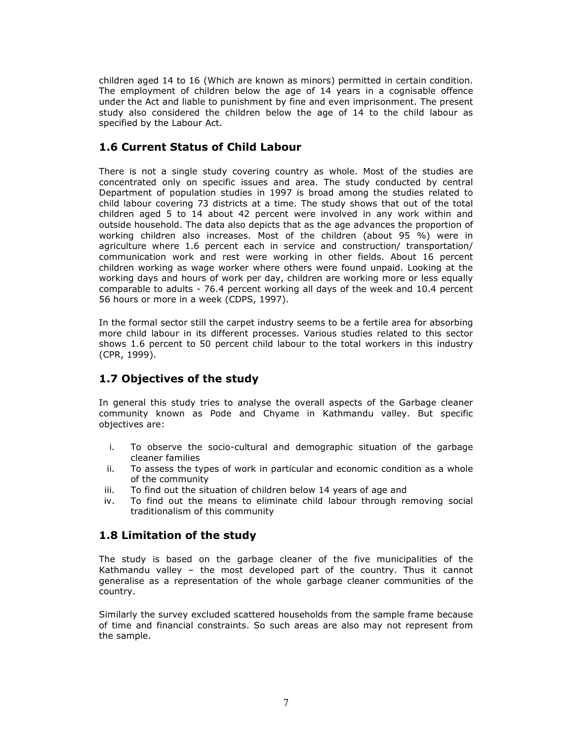children aged 14 to 16 (Which are known as minors) permitted in certain condition. The employment of children below the age of 14 years in a cognisable offence under the Act and liable to punishment by fine and even imprisonment. The present study also considered the children below the age of 14 to the child labour as specified by the Labour Act.

## 1.6 Current Status of Child Labour

There is not a single study covering country as whole. Most of the studies are concentrated only on specific issues and area. The study conducted by central Department of population studies in 1997 is broad among the studies related to child labour covering 73 districts at a time. The study shows that out of the total children aged 5 to 14 about 42 percent were involved in any work within and outside household. The data also depicts that as the age advances the proportion of working children also increases. Most of the children (about 95 %) were in agriculture where 1.6 percent each in service and construction/ transportation/ communication work and rest were working in other fields. About 16 percent children working as wage worker where others were found unpaid. Looking at the working days and hours of work per day, children are working more or less equally comparable to adults - 76.4 percent working all days of the week and 10.4 percent 56 hours or more in a week (CDPS, 1997).

In the formal sector still the carpet industry seems to be a fertile area for absorbing more child labour in its different processes. Various studies related to this sector shows 1.6 percent to 50 percent child labour to the total workers in this industry (CPR, 1999).

## 1.7 Objectives of the study

In general this study tries to analyse the overall aspects of the Garbage cleaner community known as Pode and Chyame in Kathmandu valley. But specific objectives are:

i. To observe the socio-cultural and demographic situation of the garbage cleaner families
ii. To assess the types of work in particular and economic condition as a whole of the community
iii. To find out the situation of children below 14 years of age and
iv. To find out the means to eliminate child labour through removing social traditionalism of this community

## 1.8 Limitation of the study

The study is based on the garbage cleaner of the five municipalities of the Kathmandu valley – the most developed part of the country. Thus it cannot generalise as a representation of the whole garbage cleaner communities of the country.

Similarly the survey excluded scattered households from the sample frame because of time and financial constraints. So such areas are also may not represent from the sample.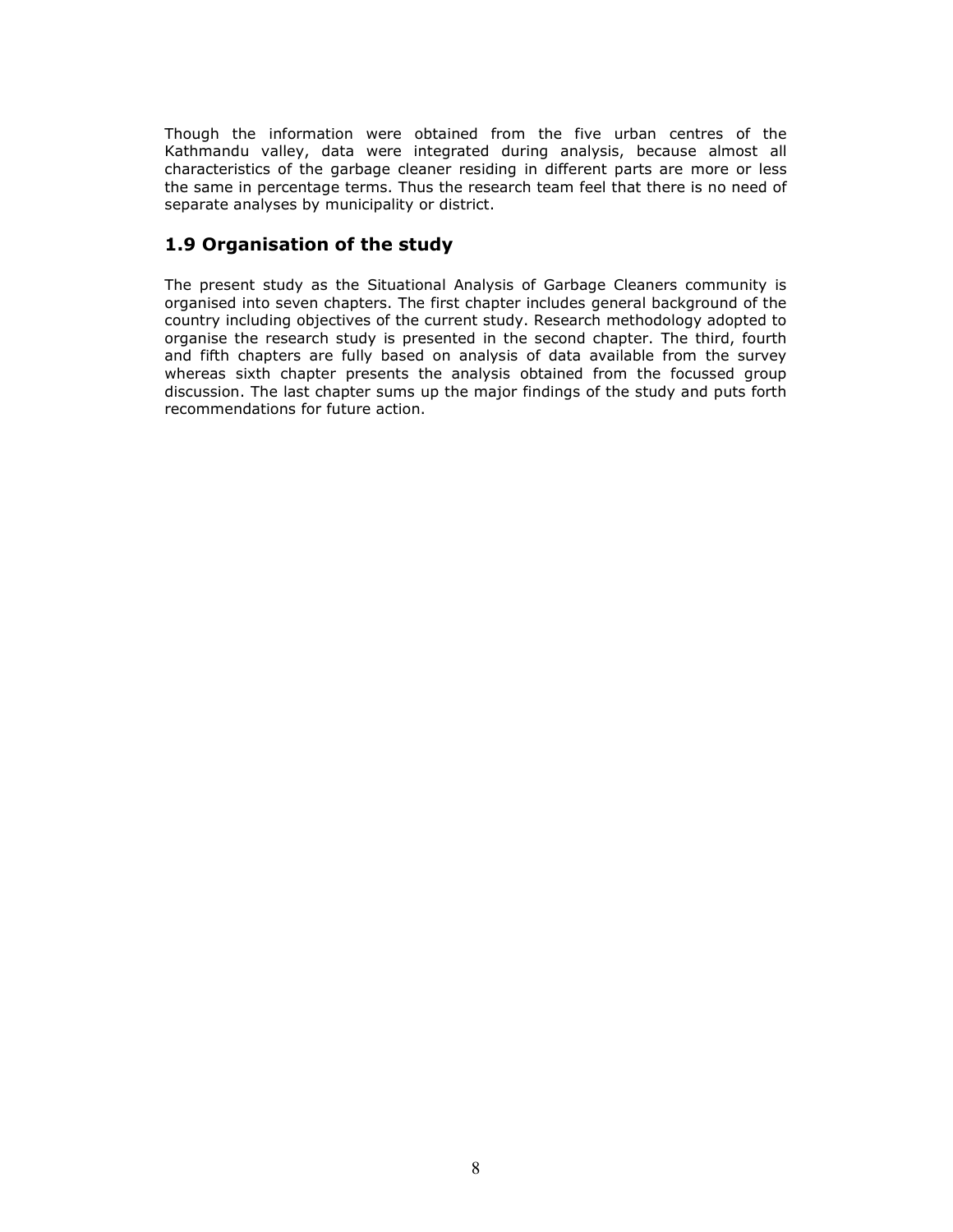Though the information were obtained from the five urban centres of the Kathmandu valley, data were integrated during analysis, because almost all characteristics of the garbage cleaner residing in different parts are more or less the same in percentage terms. Thus the research team feel that there is no need of separate analyses by municipality or district.

## 1.9 Organisation of the study

The present study as the Situational Analysis of Garbage Cleaners community is organised into seven chapters. The first chapter includes general background of the country including objectives of the current study. Research methodology adopted to organise the research study is presented in the second chapter. The third, fourth and fifth chapters are fully based on analysis of data available from the survey whereas sixth chapter presents the analysis obtained from the focussed group discussion. The last chapter sums up the major findings of the study and puts forth recommendations for future action.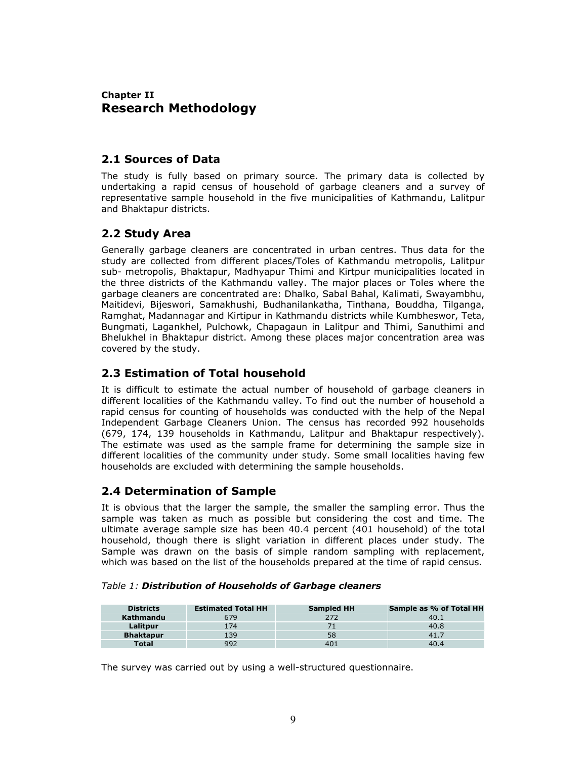## Chapter II
# Research Methodology

## 2.1 Sources of Data

The study is fully based on primary source. The primary data is collected by undertaking a rapid census of household of garbage cleaners and a survey of representative sample household in the five municipalities of Kathmandu, Lalitpur and Bhaktapur districts.

## 2.2 Study Area

Generally garbage cleaners are concentrated in urban centres. Thus data for the study are collected from different places/Toles of Kathmandu metropolis, Lalitpur sub- metropolis, Bhaktapur, Madhyapur Thimi and Kirtpur municipalities located in the three districts of the Kathmandu valley. The major places or Toles where the garbage cleaners are concentrated are: Dhalko, Sabal Bahal, Kalimati, Swayambhu, Maitidevi, Bijeswori, Samakhushi, Budhanilankatha, Tinthana, Bouddha, Tilganga, Ramghat, Madannagar and Kirtipur in Kathmandu districts while Kumbheswor, Teta, Bungmati, Lagankhel, Pulchowk, Chapagaun in Lalitpur and Thimi, Sanuthimi and Bhelukhel in Bhaktapur district. Among these places major concentration area was covered by the study.

## 2.3 Estimation of Total household

It is difficult to estimate the actual number of household of garbage cleaners in different localities of the Kathmandu valley. To find out the number of household a rapid census for counting of households was conducted with the help of the Nepal Independent Garbage Cleaners Union. The census has recorded 992 households (679, 174, 139 households in Kathmandu, Lalitpur and Bhaktapur respectively). The estimate was used as the sample frame for determining the sample size in different localities of the community under study. Some small localities having few households are excluded with determining the sample households.

## 2.4 Determination of Sample

It is obvious that the larger the sample, the smaller the sampling error. Thus the sample was taken as much as possible but considering the cost and time. The ultimate average sample size has been 40.4 percent (401 household) of the total household, though there is slight variation in different places under study. The Sample was drawn on the basis of simple random sampling with replacement, which was based on the list of the households prepared at the time of rapid census.

*Table 1:* ***Distribution of Households of Garbage cleaners***

| Districts | Estimated Total HH | Sampled HH | Sample as % of Total HH |
|---|---|---|---|
| Kathmandu | 679 | 272 | 40.1 |
| Lalitpur | 174 | 71 | 40.8 |
| Bhaktapur | 139 | 58 | 41.7 |
| Total | 992 | 401 | 40.4 |

The survey was carried out by using a well-structured questionnaire.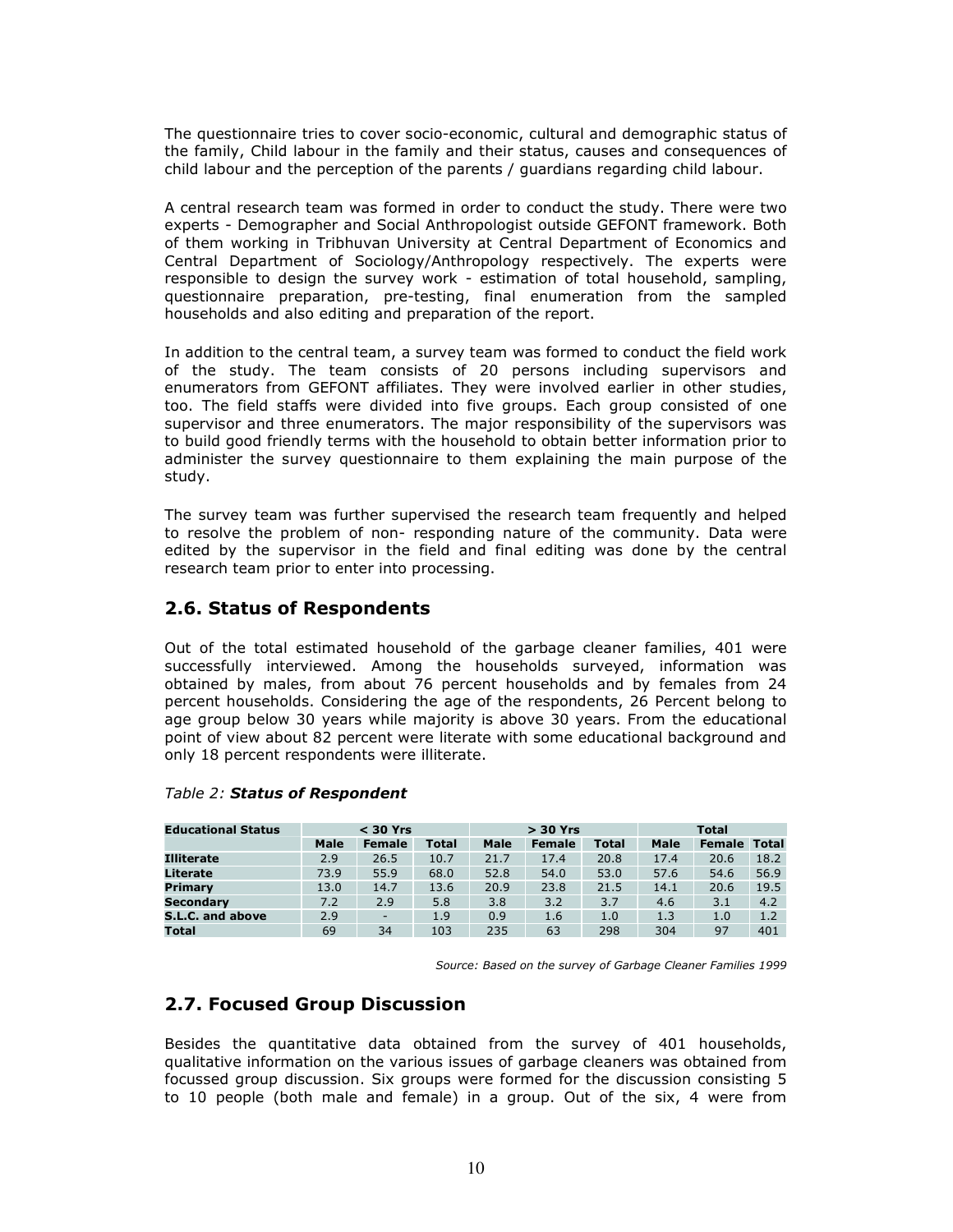The questionnaire tries to cover socio-economic, cultural and demographic status of the family, Child labour in the family and their status, causes and consequences of child labour and the perception of the parents / guardians regarding child labour.

A central research team was formed in order to conduct the study. There were two experts - Demographer and Social Anthropologist outside GEFONT framework. Both of them working in Tribhuvan University at Central Department of Economics and Central Department of Sociology/Anthropology respectively. The experts were responsible to design the survey work - estimation of total household, sampling, questionnaire preparation, pre-testing, final enumeration from the sampled households and also editing and preparation of the report.

In addition to the central team, a survey team was formed to conduct the field work of the study. The team consists of 20 persons including supervisors and enumerators from GEFONT affiliates. They were involved earlier in other studies, too. The field staffs were divided into five groups. Each group consisted of one supervisor and three enumerators. The major responsibility of the supervisors was to build good friendly terms with the household to obtain better information prior to administer the survey questionnaire to them explaining the main purpose of the study.

The survey team was further supervised the research team frequently and helped to resolve the problem of non- responding nature of the community. Data were edited by the supervisor in the field and final editing was done by the central research team prior to enter into processing.

## 2.6. Status of Respondents

Out of the total estimated household of the garbage cleaner families, 401 were successfully interviewed. Among the households surveyed, information was obtained by males, from about 76 percent households and by females from 24 percent households. Considering the age of the respondents, 26 Percent belong to age group below 30 years while majority is above 30 years. From the educational point of view about 82 percent were literate with some educational background and only 18 percent respondents were illiterate.

*Table 2:* ***Status of Respondent***

| **Educational Status** | **< 30 Yrs** | | | **> 30 Yrs** | | | **Total** | | |
|---|---|---|---|---|---|---|---|---|---|
| | **Male** | **Female** | **Total** | **Male** | **Female** | **Total** | **Male** | **Female** | **Total** |
| **Illiterate** | 2.9 | 26.5 | 10.7 | 21.7 | 17.4 | 20.8 | 17.4 | 20.6 | 18.2 |
| **Literate** | 73.9 | 55.9 | 68.0 | 52.8 | 54.0 | 53.0 | 57.6 | 54.6 | 56.9 |
| **Primary** | 13.0 | 14.7 | 13.6 | 20.9 | 23.8 | 21.5 | 14.1 | 20.6 | 19.5 |
| **Secondary** | 7.2 | 2.9 | 5.8 | 3.8 | 3.2 | 3.7 | 4.6 | 3.1 | 4.2 |
| **S.L.C. and above** | 2.9 | - | 1.9 | 0.9 | 1.6 | 1.0 | 1.3 | 1.0 | 1.2 |
| **Total** | 69 | 34 | 103 | 235 | 63 | 298 | 304 | 97 | 401 |

*Source: Based on the survey of Garbage Cleaner Families 1999*

## 2.7. Focused Group Discussion

Besides the quantitative data obtained from the survey of 401 households, qualitative information on the various issues of garbage cleaners was obtained from focussed group discussion. Six groups were formed for the discussion consisting 5 to 10 people (both male and female) in a group. Out of the six, 4 were from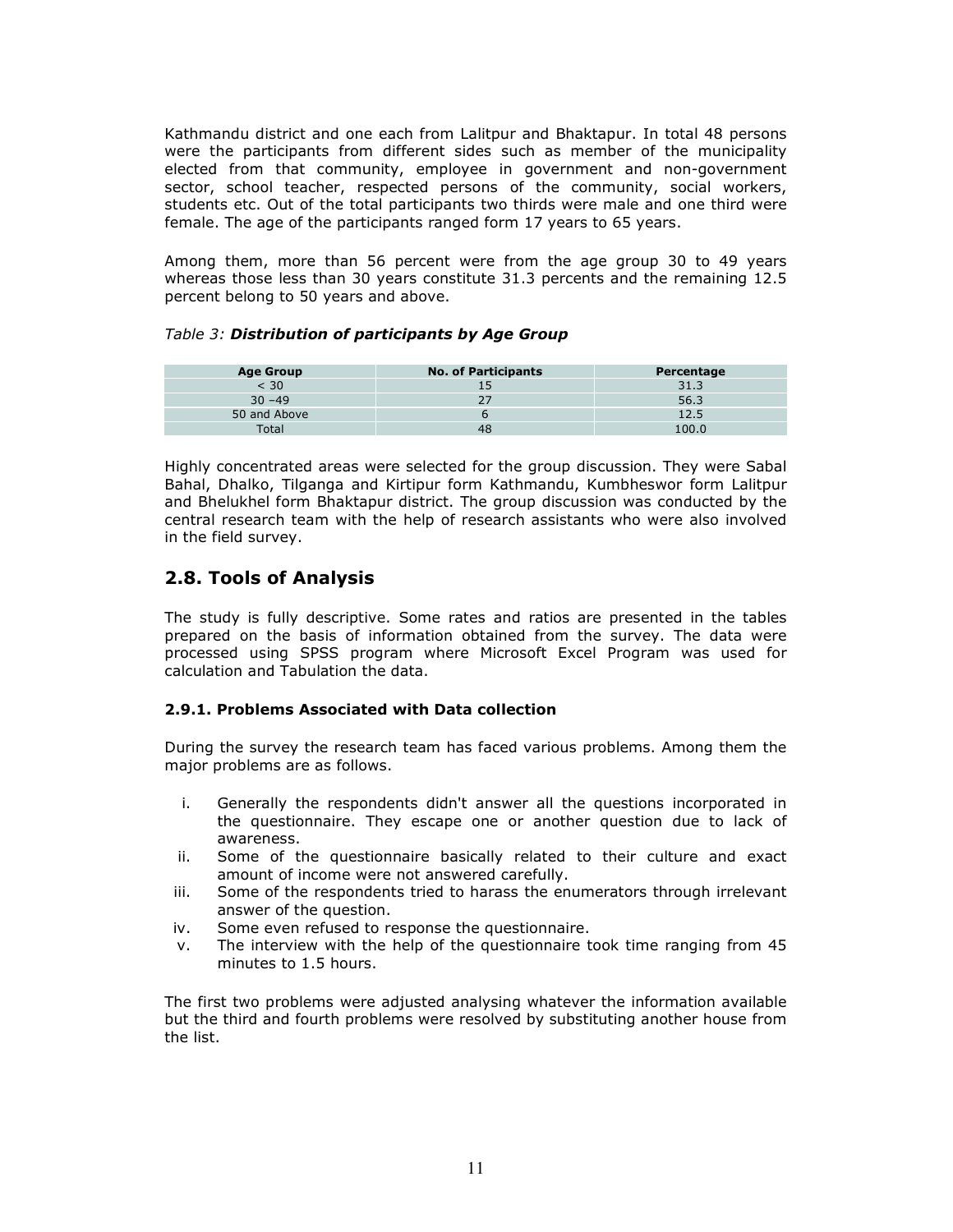Kathmandu district and one each from Lalitpur and Bhaktapur. In total 48 persons were the participants from different sides such as member of the municipality elected from that community, employee in government and non-government sector, school teacher, respected persons of the community, social workers, students etc. Out of the total participants two thirds were male and one third were female. The age of the participants ranged form 17 years to 65 years.

Among them, more than 56 percent were from the age group 30 to 49 years whereas those less than 30 years constitute 31.3 percents and the remaining 12.5 percent belong to 50 years and above.

*Table 3:* ***Distribution of participants by Age Group***

| Age Group | No. of Participants | Percentage |
|---|---|---|
| < 30 | 15 | 31.3 |
| 30 –49 | 27 | 56.3 |
| 50 and Above | 6 | 12.5 |
| Total | 48 | 100.0 |

Highly concentrated areas were selected for the group discussion. They were Sabal Bahal, Dhalko, Tilganga and Kirtipur form Kathmandu, Kumbheswor form Lalitpur and Bhelukhel form Bhaktapur district. The group discussion was conducted by the central research team with the help of research assistants who were also involved in the field survey.

## 2.8. Tools of Analysis

The study is fully descriptive. Some rates and ratios are presented in the tables prepared on the basis of information obtained from the survey. The data were processed using SPSS program where Microsoft Excel Program was used for calculation and Tabulation the data.

### 2.9.1. Problems Associated with Data collection

During the survey the research team has faced various problems. Among them the major problems are as follows.

i. Generally the respondents didn't answer all the questions incorporated in the questionnaire. They escape one or another question due to lack of awareness.
ii. Some of the questionnaire basically related to their culture and exact amount of income were not answered carefully.
iii. Some of the respondents tried to harass the enumerators through irrelevant answer of the question.
iv. Some even refused to response the questionnaire.
v. The interview with the help of the questionnaire took time ranging from 45 minutes to 1.5 hours.

The first two problems were adjusted analysing whatever the information available but the third and fourth problems were resolved by substituting another house from the list.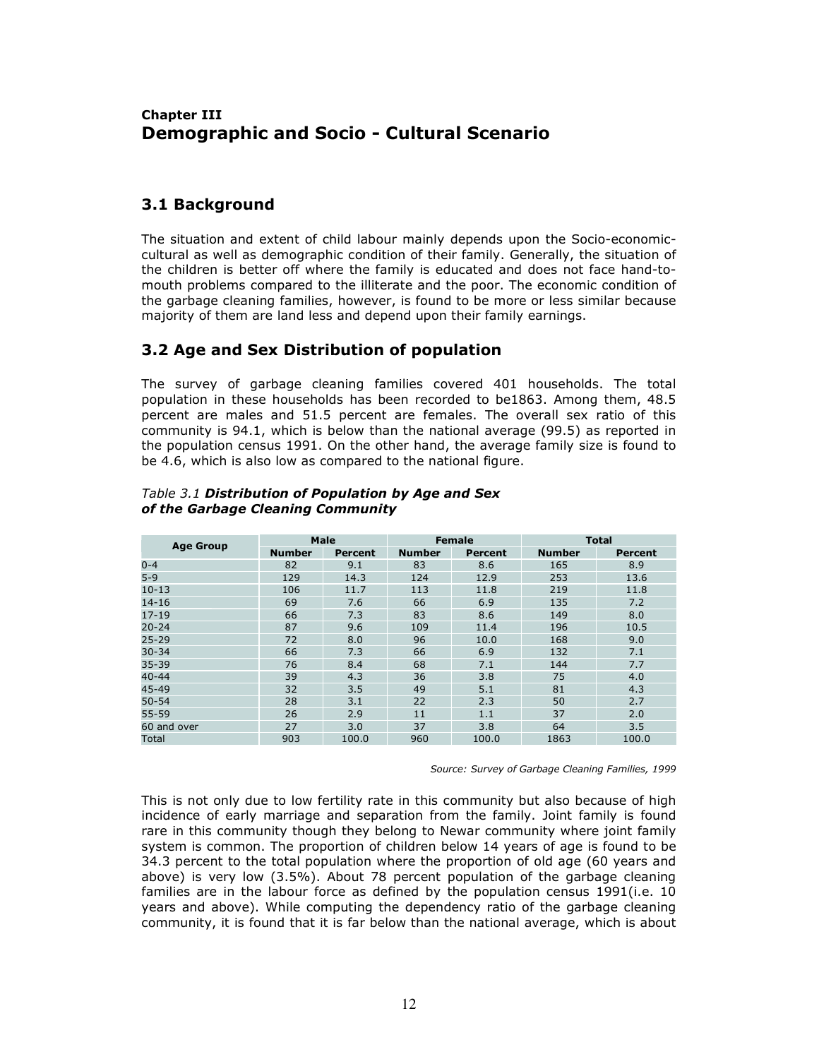**Chapter III**

# Demographic and Socio - Cultural Scenario

## 3.1 Background

The situation and extent of child labour mainly depends upon the Socio-economic-cultural as well as demographic condition of their family. Generally, the situation of the children is better off where the family is educated and does not face hand-to-mouth problems compared to the illiterate and the poor. The economic condition of the garbage cleaning families, however, is found to be more or less similar because majority of them are land less and depend upon their family earnings.

## 3.2 Age and Sex Distribution of population

The survey of garbage cleaning families covered 401 households. The total population in these households has been recorded to be1863. Among them, 48.5 percent are males and 51.5 percent are females. The overall sex ratio of this community is 94.1, which is below than the national average (99.5) as reported in the population census 1991. On the other hand, the average family size is found to be 4.6, which is also low as compared to the national figure.

*Table 3.1* ***Distribution of Population by Age and Sex of the Garbage Cleaning Community***

| Age Group | Male | | Female | | Total | |
|---|---|---|---|---|---|---|
| | Number | Percent | Number | Percent | Number | Percent |
| 0-4 | 82 | 9.1 | 83 | 8.6 | 165 | 8.9 |
| 5-9 | 129 | 14.3 | 124 | 12.9 | 253 | 13.6 |
| 10-13 | 106 | 11.7 | 113 | 11.8 | 219 | 11.8 |
| 14-16 | 69 | 7.6 | 66 | 6.9 | 135 | 7.2 |
| 17-19 | 66 | 7.3 | 83 | 8.6 | 149 | 8.0 |
| 20-24 | 87 | 9.6 | 109 | 11.4 | 196 | 10.5 |
| 25-29 | 72 | 8.0 | 96 | 10.0 | 168 | 9.0 |
| 30-34 | 66 | 7.3 | 66 | 6.9 | 132 | 7.1 |
| 35-39 | 76 | 8.4 | 68 | 7.1 | 144 | 7.7 |
| 40-44 | 39 | 4.3 | 36 | 3.8 | 75 | 4.0 |
| 45-49 | 32 | 3.5 | 49 | 5.1 | 81 | 4.3 |
| 50-54 | 28 | 3.1 | 22 | 2.3 | 50 | 2.7 |
| 55-59 | 26 | 2.9 | 11 | 1.1 | 37 | 2.0 |
| 60 and over | 27 | 3.0 | 37 | 3.8 | 64 | 3.5 |
| Total | 903 | 100.0 | 960 | 100.0 | 1863 | 100.0 |

*Source: Survey of Garbage Cleaning Families, 1999*

This is not only due to low fertility rate in this community but also because of high incidence of early marriage and separation from the family. Joint family is found rare in this community though they belong to Newar community where joint family system is common. The proportion of children below 14 years of age is found to be 34.3 percent to the total population where the proportion of old age (60 years and above) is very low (3.5%). About 78 percent population of the garbage cleaning families are in the labour force as defined by the population census 1991(i.e. 10 years and above). While computing the dependency ratio of the garbage cleaning community, it is found that it is far below than the national average, which is about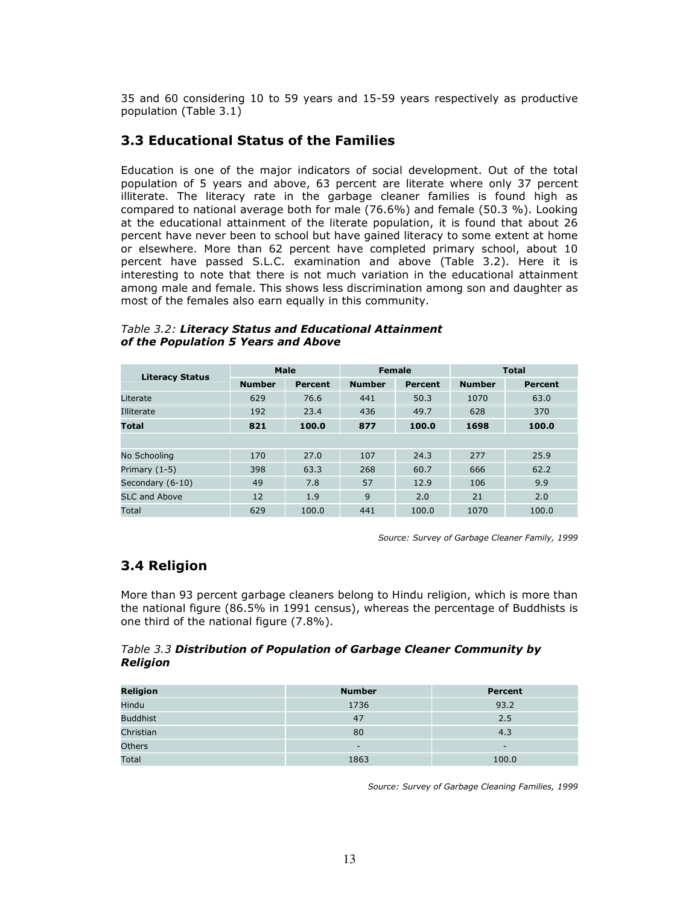35 and 60 considering 10 to 59 years and 15-59 years respectively as productive population (Table 3.1)

## 3.3 Educational Status of the Families

Education is one of the major indicators of social development. Out of the total population of 5 years and above, 63 percent are literate where only 37 percent illiterate. The literacy rate in the garbage cleaner families is found high as compared to national average both for male (76.6%) and female (50.3 %). Looking at the educational attainment of the literate population, it is found that about 26 percent have never been to school but have gained literacy to some extent at home or elsewhere. More than 62 percent have completed primary school, about 10 percent have passed S.L.C. examination and above (Table 3.2). Here it is interesting to note that there is not much variation in the educational attainment among male and female. This shows less discrimination among son and daughter as most of the females also earn equally in this community.

*Table 3.2:* ***Literacy Status and Educational Attainment of the Population 5 Years and Above***

| Literacy Status | Male | | Female | | Total | |
|---|---|---|---|---|---|---|
| | Number | Percent | Number | Percent | Number | Percent |
| Literate | 629 | 76.6 | 441 | 50.3 | 1070 | 63.0 |
| Illiterate | 192 | 23.4 | 436 | 49.7 | 628 | 370 |
| **Total** | **821** | **100.0** | **877** | **100.0** | **1698** | **100.0** |
| | | | | | | |
| No Schooling | 170 | 27.0 | 107 | 24.3 | 277 | 25.9 |
| Primary (1-5) | 398 | 63.3 | 268 | 60.7 | 666 | 62.2 |
| Secondary (6-10) | 49 | 7.8 | 57 | 12.9 | 106 | 9.9 |
| SLC and Above | 12 | 1.9 | 9 | 2.0 | 21 | 2.0 |
| Total | 629 | 100.0 | 441 | 100.0 | 1070 | 100.0 |

*Source: Survey of Garbage Cleaner Family, 1999*

## 3.4 Religion

More than 93 percent garbage cleaners belong to Hindu religion, which is more than the national figure (86.5% in 1991 census), whereas the percentage of Buddhists is one third of the national figure (7.8%).

*Table 3.3* ***Distribution of Population of Garbage Cleaner Community by Religion***

| Religion | Number | Percent |
|---|---|---|
| Hindu | 1736 | 93.2 |
| Buddhist | 47 | 2.5 |
| Christian | 80 | 4.3 |
| Others | - | - |
| Total | 1863 | 100.0 |

*Source: Survey of Garbage Cleaning Families, 1999*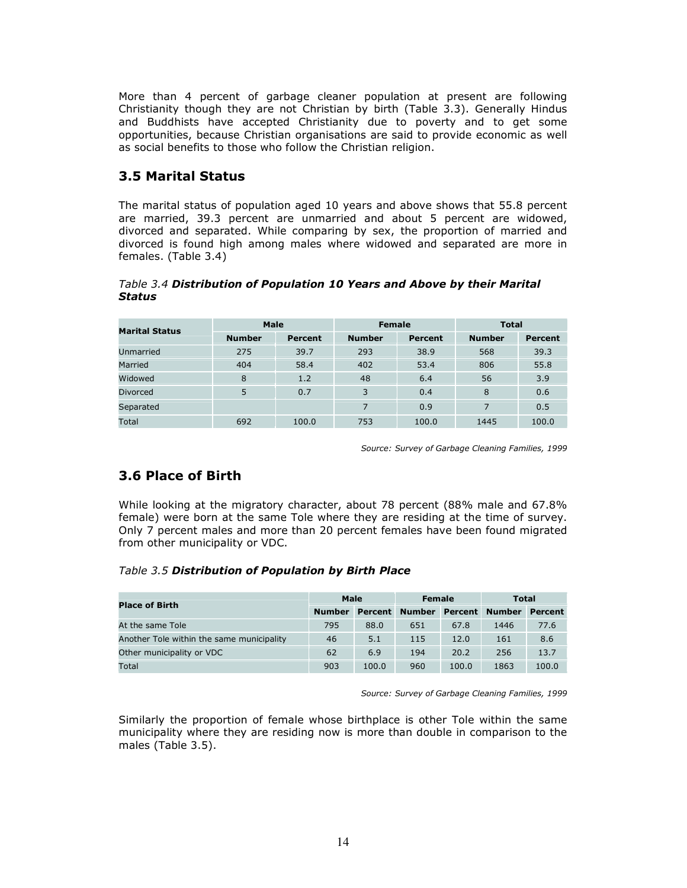More than 4 percent of garbage cleaner population at present are following Christianity though they are not Christian by birth (Table 3.3). Generally Hindus and Buddhists have accepted Christianity due to poverty and to get some opportunities, because Christian organisations are said to provide economic as well as social benefits to those who follow the Christian religion.

## 3.5 Marital Status

The marital status of population aged 10 years and above shows that 55.8 percent are married, 39.3 percent are unmarried and about 5 percent are widowed, divorced and separated. While comparing by sex, the proportion of married and divorced is found high among males where widowed and separated are more in females. (Table 3.4)

*Table 3.4* ***Distribution of Population 10 Years and Above by their Marital Status***

| Marital Status | Male | | Female | | Total | |
|---|---|---|---|---|---|---|
| | Number | Percent | Number | Percent | Number | Percent |
| Unmarried | 275 | 39.7 | 293 | 38.9 | 568 | 39.3 |
| Married | 404 | 58.4 | 402 | 53.4 | 806 | 55.8 |
| Widowed | 8 | 1.2 | 48 | 6.4 | 56 | 3.9 |
| Divorced | 5 | 0.7 | 3 | 0.4 | 8 | 0.6 |
| Separated | | | 7 | 0.9 | 7 | 0.5 |
| Total | 692 | 100.0 | 753 | 100.0 | 1445 | 100.0 |

*Source: Survey of Garbage Cleaning Families, 1999*

## 3.6 Place of Birth

While looking at the migratory character, about 78 percent (88% male and 67.8% female) were born at the same Tole where they are residing at the time of survey. Only 7 percent males and more than 20 percent females have been found migrated from other municipality or VDC.

*Table 3.5* ***Distribution of Population by Birth Place***

| Place of Birth | Male | | Female | | Total | |
|---|---|---|---|---|---|---|
| | Number | Percent | Number | Percent | Number | Percent |
| At the same Tole | 795 | 88.0 | 651 | 67.8 | 1446 | 77.6 |
| Another Tole within the same municipality | 46 | 5.1 | 115 | 12.0 | 161 | 8.6 |
| Other municipality or VDC | 62 | 6.9 | 194 | 20.2 | 256 | 13.7 |
| Total | 903 | 100.0 | 960 | 100.0 | 1863 | 100.0 |

*Source: Survey of Garbage Cleaning Families, 1999*

Similarly the proportion of female whose birthplace is other Tole within the same municipality where they are residing now is more than double in comparison to the males (Table 3.5).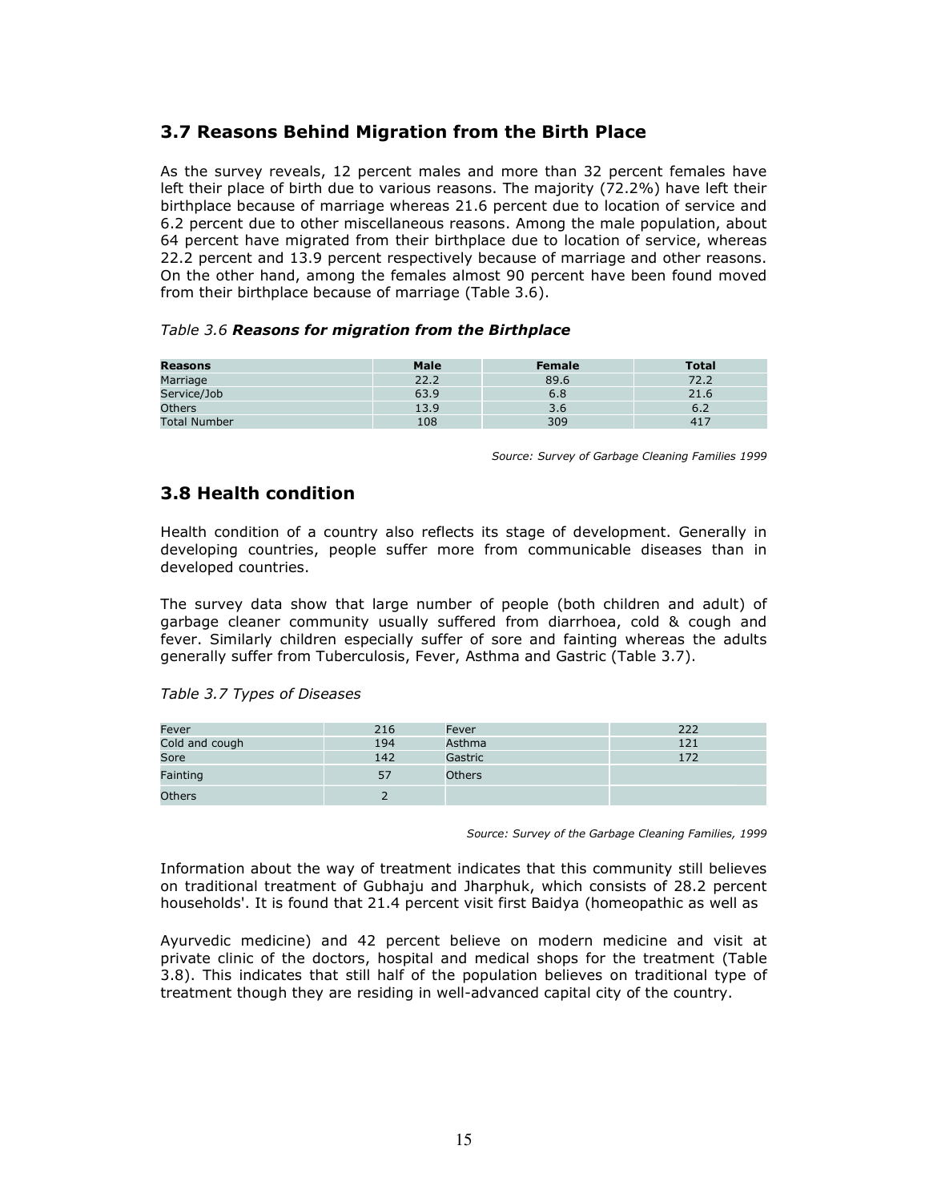## 3.7 Reasons Behind Migration from the Birth Place

As the survey reveals, 12 percent males and more than 32 percent females have left their place of birth due to various reasons. The majority (72.2%) have left their birthplace because of marriage whereas 21.6 percent due to location of service and 6.2 percent due to other miscellaneous reasons. Among the male population, about 64 percent have migrated from their birthplace due to location of service, whereas 22.2 percent and 13.9 percent respectively because of marriage and other reasons. On the other hand, among the females almost 90 percent have been found moved from their birthplace because of marriage (Table 3.6).

*Table 3.6* ***Reasons for migration from the Birthplace***

| Reasons | Male | Female | Total |
|---|---|---|---|
| Marriage | 22.2 | 89.6 | 72.2 |
| Service/Job | 63.9 | 6.8 | 21.6 |
| Others | 13.9 | 3.6 | 6.2 |
| Total Number | 108 | 309 | 417 |

*Source: Survey of Garbage Cleaning Families 1999*

## 3.8 Health condition

Health condition of a country also reflects its stage of development. Generally in developing countries, people suffer more from communicable diseases than in developed countries.

The survey data show that large number of people (both children and adult) of garbage cleaner community usually suffered from diarrhoea, cold & cough and fever. Similarly children especially suffer of sore and fainting whereas the adults generally suffer from Tuberculosis, Fever, Asthma and Gastric (Table 3.7).

*Table 3.7 Types of Diseases*

| | | | |
|---|---|---|---|
| Fever | 216 | Fever | 222 |
| Cold and cough | 194 | Asthma | 121 |
| Sore | 142 | Gastric | 172 |
| Fainting | 57 | Others | |
| Others | 2 | | |

*Source: Survey of the Garbage Cleaning Families, 1999*

Information about the way of treatment indicates that this community still believes on traditional treatment of Gubhaju and Jharphuk, which consists of 28.2 percent households'. It is found that 21.4 percent visit first Baidya (homeopathic as well as Ayurvedic medicine) and 42 percent believe on modern medicine and visit at private clinic of the doctors, hospital and medical shops for the treatment (Table 3.8). This indicates that still half of the population believes on traditional type of treatment though they are residing in well-advanced capital city of the country.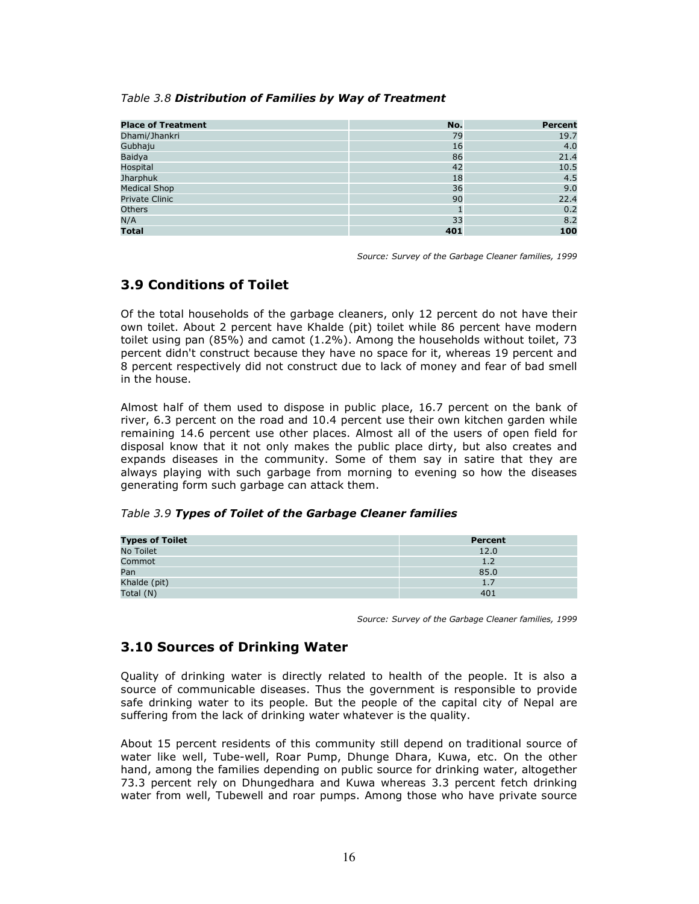*Table 3.8* ***Distribution of Families by Way of Treatment***

| **Place of Treatment** | **No.** | **Percent** |
|---|---|---|
| Dhami/Jhankri | 79 | 19.7 |
| Gubhaju | 16 | 4.0 |
| Baidya | 86 | 21.4 |
| Hospital | 42 | 10.5 |
| Jharphuk | 18 | 4.5 |
| Medical Shop | 36 | 9.0 |
| Private Clinic | 90 | 22.4 |
| Others | 1 | 0.2 |
| N/A | 33 | 8.2 |
| **Total** | **401** | **100** |

*Source: Survey of the Garbage Cleaner families, 1999*

## 3.9 Conditions of Toilet

Of the total households of the garbage cleaners, only 12 percent do not have their own toilet. About 2 percent have Khalde (pit) toilet while 86 percent have modern toilet using pan (85%) and camot (1.2%). Among the households without toilet, 73 percent didn't construct because they have no space for it, whereas 19 percent and 8 percent respectively did not construct due to lack of money and fear of bad smell in the house.

Almost half of them used to dispose in public place, 16.7 percent on the bank of river, 6.3 percent on the road and 10.4 percent use their own kitchen garden while remaining 14.6 percent use other places. Almost all of the users of open field for disposal know that it not only makes the public place dirty, but also creates and expands diseases in the community. Some of them say in satire that they are always playing with such garbage from morning to evening so how the diseases generating form such garbage can attack them.

*Table 3.9* ***Types of Toilet of the Garbage Cleaner families***

| **Types of Toilet** | **Percent** |
|---|---|
| No Toilet | 12.0 |
| Commot | 1.2 |
| Pan | 85.0 |
| Khalde (pit) | 1.7 |
| Total (N) | 401 |

*Source: Survey of the Garbage Cleaner families, 1999*

## 3.10 Sources of Drinking Water

Quality of drinking water is directly related to health of the people. It is also a source of communicable diseases. Thus the government is responsible to provide safe drinking water to its people. But the people of the capital city of Nepal are suffering from the lack of drinking water whatever is the quality.

About 15 percent residents of this community still depend on traditional source of water like well, Tube-well, Roar Pump, Dhunge Dhara, Kuwa, etc. On the other hand, among the families depending on public source for drinking water, altogether 73.3 percent rely on Dhungedhara and Kuwa whereas 3.3 percent fetch drinking water from well, Tubewell and roar pumps. Among those who have private source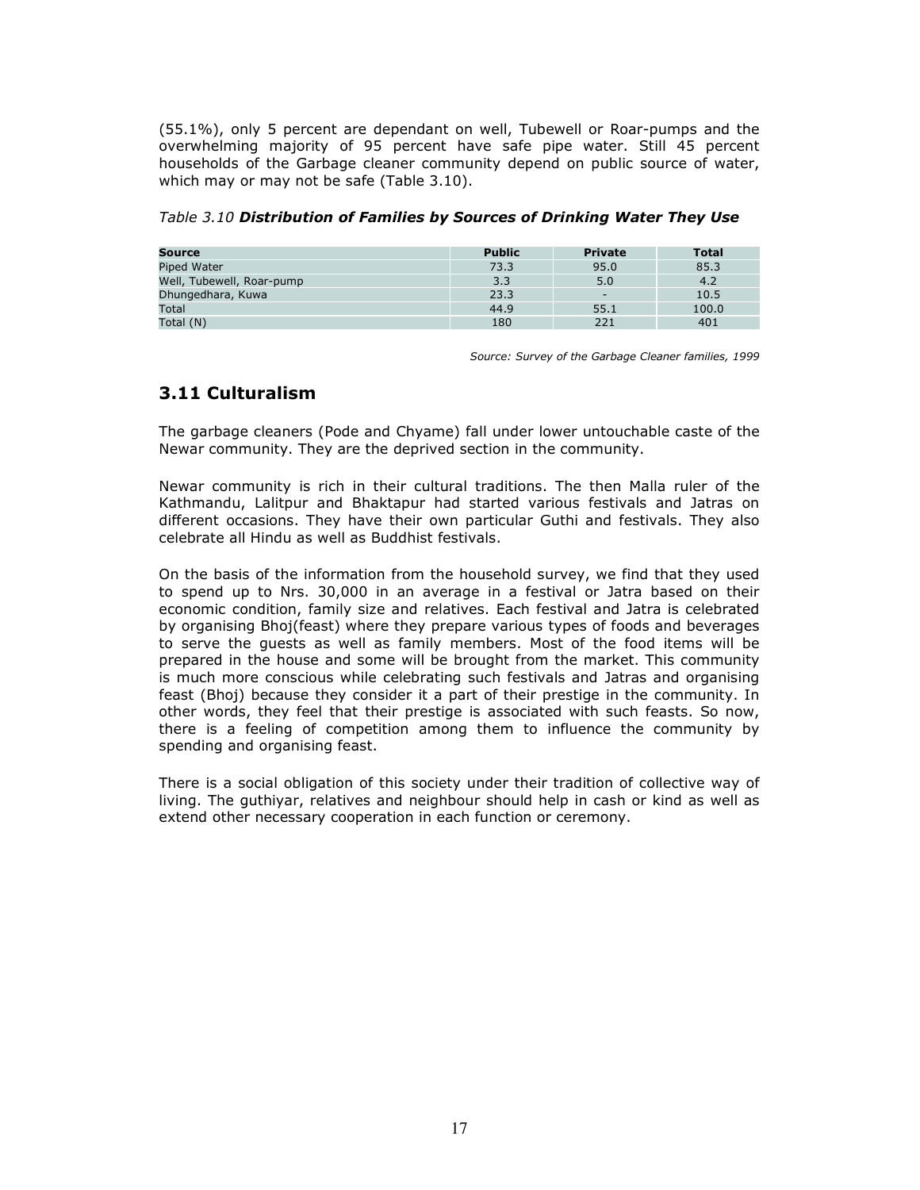(55.1%), only 5 percent are dependant on well, Tubewell or Roar-pumps and the overwhelming majority of 95 percent have safe pipe water. Still 45 percent households of the Garbage cleaner community depend on public source of water, which may or may not be safe (Table 3.10).

*Table 3.10* ***Distribution of Families by Sources of Drinking Water They Use***

| Source | Public | Private | Total |
|---|---|---|---|
| Piped Water | 73.3 | 95.0 | 85.3 |
| Well, Tubewell, Roar-pump | 3.3 | 5.0 | 4.2 |
| Dhungedhara, Kuwa | 23.3 | - | 10.5 |
| Total | 44.9 | 55.1 | 100.0 |
| Total (N) | 180 | 221 | 401 |

*Source: Survey of the Garbage Cleaner families, 1999*

## 3.11 Culturalism

The garbage cleaners (Pode and Chyame) fall under lower untouchable caste of the Newar community. They are the deprived section in the community.

Newar community is rich in their cultural traditions. The then Malla ruler of the Kathmandu, Lalitpur and Bhaktapur had started various festivals and Jatras on different occasions. They have their own particular Guthi and festivals. They also celebrate all Hindu as well as Buddhist festivals.

On the basis of the information from the household survey, we find that they used to spend up to Nrs. 30,000 in an average in a festival or Jatra based on their economic condition, family size and relatives. Each festival and Jatra is celebrated by organising Bhoj(feast) where they prepare various types of foods and beverages to serve the guests as well as family members. Most of the food items will be prepared in the house and some will be brought from the market. This community is much more conscious while celebrating such festivals and Jatras and organising feast (Bhoj) because they consider it a part of their prestige in the community. In other words, they feel that their prestige is associated with such feasts. So now, there is a feeling of competition among them to influence the community by spending and organising feast.

There is a social obligation of this society under their tradition of collective way of living. The guthiyar, relatives and neighbour should help in cash or kind as well as extend other necessary cooperation in each function or ceremony.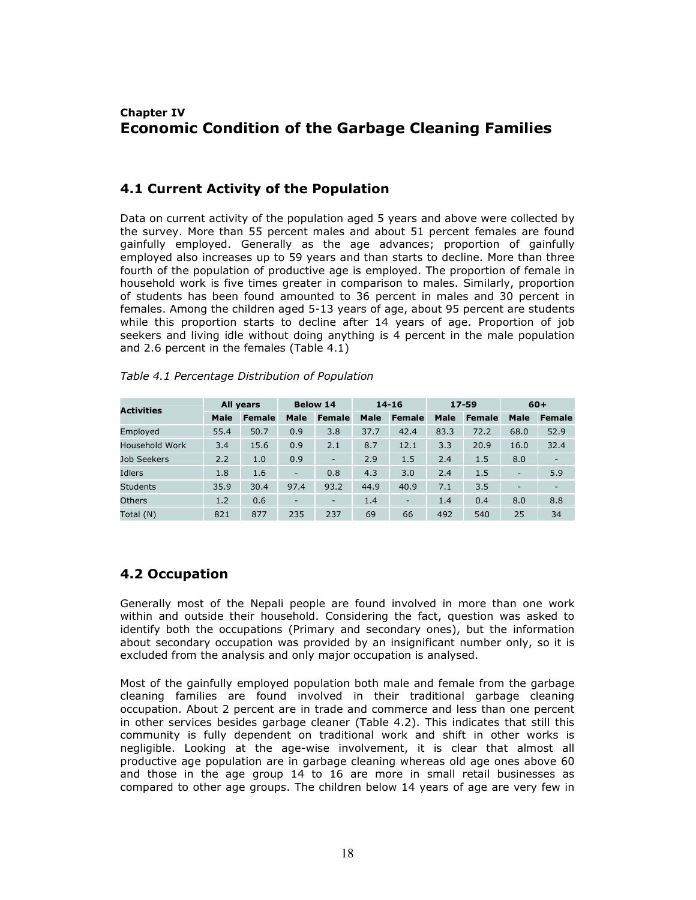## Chapter IV
# Economic Condition of the Garbage Cleaning Families

## 4.1 Current Activity of the Population

Data on current activity of the population aged 5 years and above were collected by the survey. More than 55 percent males and about 51 percent females are found gainfully employed. Generally as the age advances; proportion of gainfully employed also increases up to 59 years and than starts to decline. More than three fourth of the population of productive age is employed. The proportion of female in household work is five times greater in comparison to males. Similarly, proportion of students has been found amounted to 36 percent in males and 30 percent in females. Among the children aged 5-13 years of age, about 95 percent are students while this proportion starts to decline after 14 years of age. Proportion of job seekers and living idle without doing anything is 4 percent in the male population and 2.6 percent in the females (Table 4.1)

*Table 4.1 Percentage Distribution of Population*

| Activities | All years | | Below 14 | | 14-16 | | 17-59 | | 60+ | |
|---|---|---|---|---|---|---|---|---|---|---|
| | Male | Female | Male | Female | Male | Female | Male | Female | Male | Female |
| Employed | 55.4 | 50.7 | 0.9 | 3.8 | 37.7 | 42.4 | 83.3 | 72.2 | 68.0 | 52.9 |
| Household Work | 3.4 | 15.6 | 0.9 | 2.1 | 8.7 | 12.1 | 3.3 | 20.9 | 16.0 | 32.4 |
| Job Seekers | 2.2 | 1.0 | 0.9 | - | 2.9 | 1.5 | 2.4 | 1.5 | 8.0 | - |
| Idlers | 1.8 | 1.6 | - | 0.8 | 4.3 | 3.0 | 2.4 | 1.5 | - | 5.9 |
| Students | 35.9 | 30.4 | 97.4 | 93.2 | 44.9 | 40.9 | 7.1 | 3.5 | - | - |
| Others | 1.2 | 0.6 | - | - | 1.4 | - | 1.4 | 0.4 | 8.0 | 8.8 |
| Total (N) | 821 | 877 | 235 | 237 | 69 | 66 | 492 | 540 | 25 | 34 |

## 4.2 Occupation

Generally most of the Nepali people are found involved in more than one work within and outside their household. Considering the fact, question was asked to identify both the occupations (Primary and secondary ones), but the information about secondary occupation was provided by an insignificant number only, so it is excluded from the analysis and only major occupation is analysed.

Most of the gainfully employed population both male and female from the garbage cleaning families are found involved in their traditional garbage cleaning occupation. About 2 percent are in trade and commerce and less than one percent in other services besides garbage cleaner (Table 4.2). This indicates that still this community is fully dependent on traditional work and shift in other works is negligible. Looking at the age-wise involvement, it is clear that almost all productive age population are in garbage cleaning whereas old age ones above 60 and those in the age group 14 to 16 are more in small retail businesses as compared to other age groups. The children below 14 years of age are very few in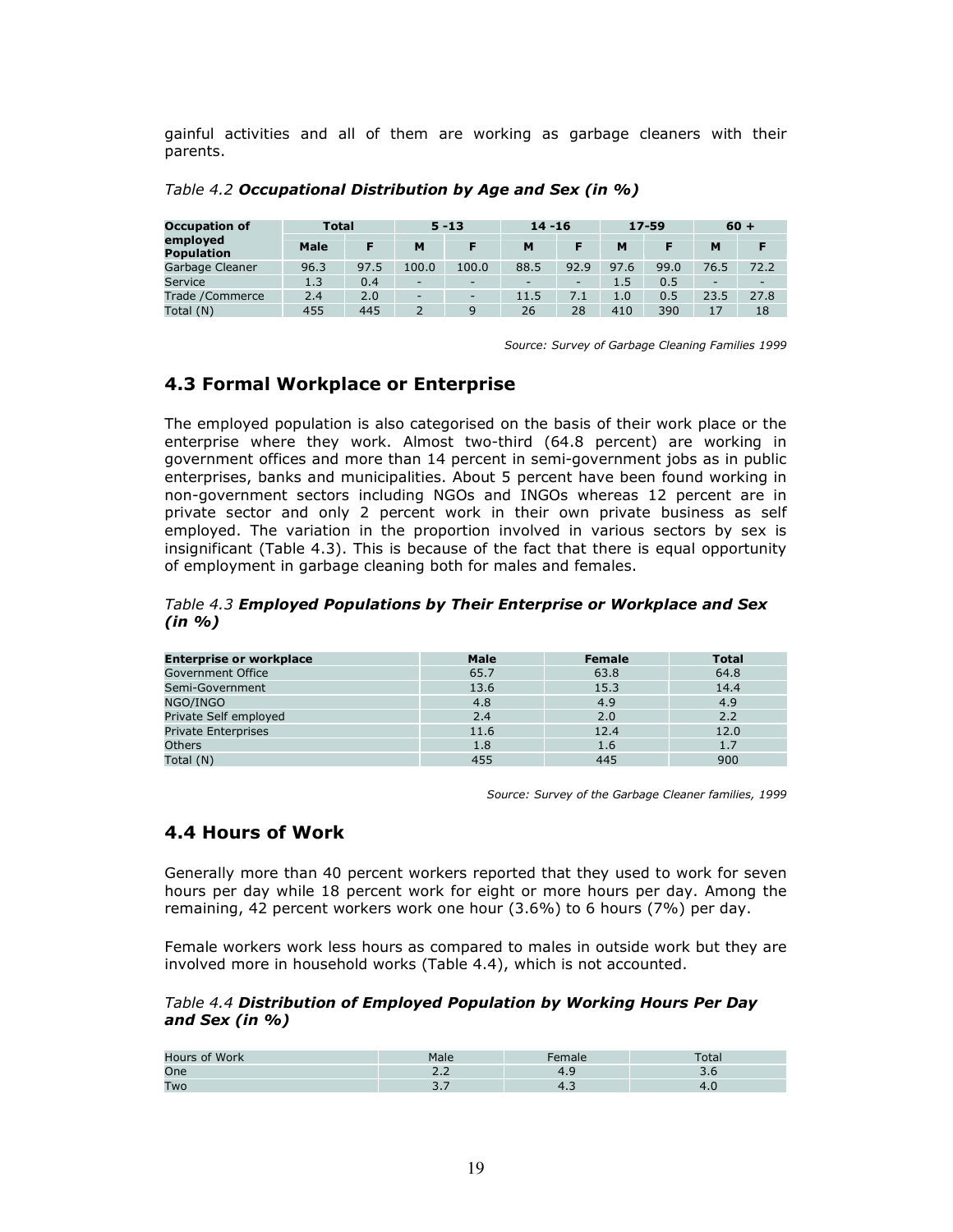gainful activities and all of them are working as garbage cleaners with their parents.

*Table 4.2* ***Occupational Distribution by Age and Sex (in %)***

| Occupation of employed Population | Total | | 5 -13 | | 14 -16 | | 17-59 | | 60 + | |
|---|---|---|---|---|---|---|---|---|---|---|
| | Male | F | M | F | M | F | M | F | M | F |
| Garbage Cleaner | 96.3 | 97.5 | 100.0 | 100.0 | 88.5 | 92.9 | 97.6 | 99.0 | 76.5 | 72.2 |
| Service | 1.3 | 0.4 | - | - | - | - | 1.5 | 0.5 | - | - |
| Trade /Commerce | 2.4 | 2.0 | - | - | 11.5 | 7.1 | 1.0 | 0.5 | 23.5 | 27.8 |
| Total (N) | 455 | 445 | 2 | 9 | 26 | 28 | 410 | 390 | 17 | 18 |

*Source: Survey of Garbage Cleaning Families 1999*

## 4.3 Formal Workplace or Enterprise

The employed population is also categorised on the basis of their work place or the enterprise where they work. Almost two-third (64.8 percent) are working in government offices and more than 14 percent in semi-government jobs as in public enterprises, banks and municipalities. About 5 percent have been found working in non-government sectors including NGOs and INGOs whereas 12 percent are in private sector and only 2 percent work in their own private business as self employed. The variation in the proportion involved in various sectors by sex is insignificant (Table 4.3). This is because of the fact that there is equal opportunity of employment in garbage cleaning both for males and females.

*Table 4.3* ***Employed Populations by Their Enterprise or Workplace and Sex (in %)***

| Enterprise or workplace | Male | Female | Total |
|---|---|---|---|
| Government Office | 65.7 | 63.8 | 64.8 |
| Semi-Government | 13.6 | 15.3 | 14.4 |
| NGO/INGO | 4.8 | 4.9 | 4.9 |
| Private Self employed | 2.4 | 2.0 | 2.2 |
| Private Enterprises | 11.6 | 12.4 | 12.0 |
| Others | 1.8 | 1.6 | 1.7 |
| Total (N) | 455 | 445 | 900 |

*Source: Survey of the Garbage Cleaner families, 1999*

## 4.4 Hours of Work

Generally more than 40 percent workers reported that they used to work for seven hours per day while 18 percent work for eight or more hours per day. Among the remaining, 42 percent workers work one hour (3.6%) to 6 hours (7%) per day.

Female workers work less hours as compared to males in outside work but they are involved more in household works (Table 4.4), which is not accounted.

*Table 4.4* ***Distribution of Employed Population by Working Hours Per Day and Sex (in %)***

| Hours of Work | Male | Female | Total |
|---|---|---|---|
| One | 2.2 | 4.9 | 3.6 |
| Two | 3.7 | 4.3 | 4.0 |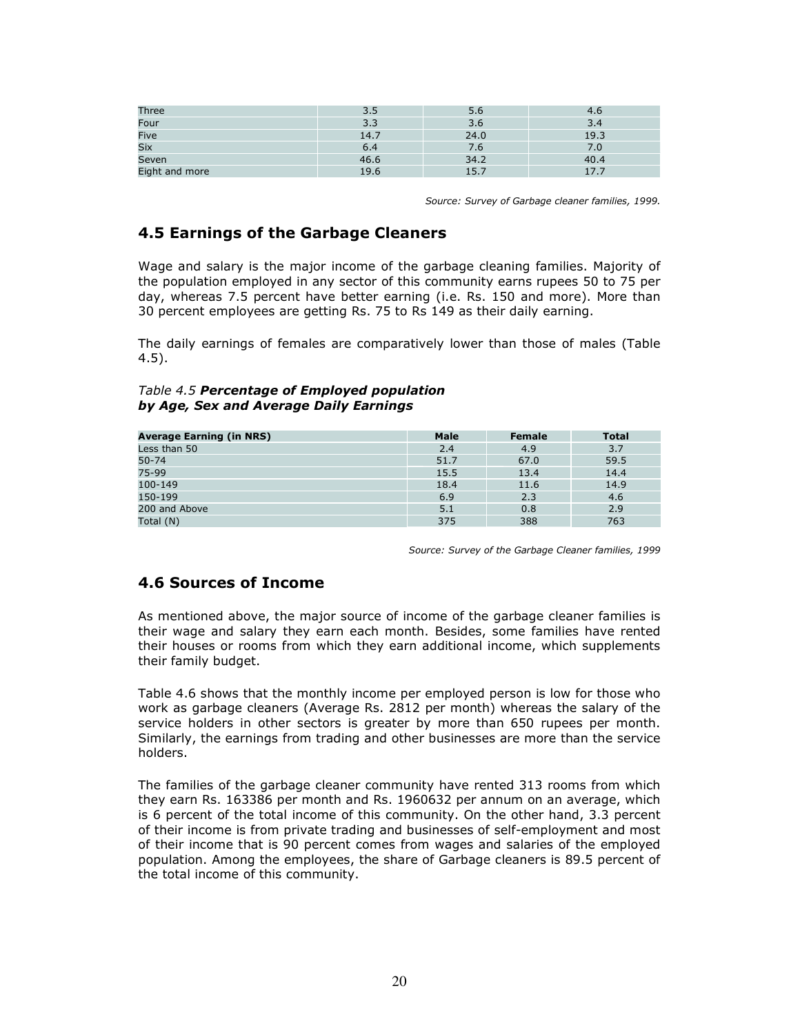| | | | |
|---|---|---|---|
| Three | 3.5 | 5.6 | 4.6 |
| Four | 3.3 | 3.6 | 3.4 |
| Five | 14.7 | 24.0 | 19.3 |
| Six | 6.4 | 7.6 | 7.0 |
| Seven | 46.6 | 34.2 | 40.4 |
| Eight and more | 19.6 | 15.7 | 17.7 |

*Source: Survey of Garbage cleaner families, 1999.*

## 4.5 Earnings of the Garbage Cleaners

Wage and salary is the major income of the garbage cleaning families. Majority of the population employed in any sector of this community earns rupees 50 to 75 per day, whereas 7.5 percent have better earning (i.e. Rs. 150 and more). More than 30 percent employees are getting Rs. 75 to Rs 149 as their daily earning.

The daily earnings of females are comparatively lower than those of males (Table 4.5).

*Table 4.5* ***Percentage of Employed population by Age, Sex and Average Daily Earnings***

| Average Earning (in NRS) | Male | Female | Total |
|---|---|---|---|
| Less than 50 | 2.4 | 4.9 | 3.7 |
| 50-74 | 51.7 | 67.0 | 59.5 |
| 75-99 | 15.5 | 13.4 | 14.4 |
| 100-149 | 18.4 | 11.6 | 14.9 |
| 150-199 | 6.9 | 2.3 | 4.6 |
| 200 and Above | 5.1 | 0.8 | 2.9 |
| Total (N) | 375 | 388 | 763 |

*Source: Survey of the Garbage Cleaner families, 1999*

## 4.6 Sources of Income

As mentioned above, the major source of income of the garbage cleaner families is their wage and salary they earn each month. Besides, some families have rented their houses or rooms from which they earn additional income, which supplements their family budget.

Table 4.6 shows that the monthly income per employed person is low for those who work as garbage cleaners (Average Rs. 2812 per month) whereas the salary of the service holders in other sectors is greater by more than 650 rupees per month. Similarly, the earnings from trading and other businesses are more than the service holders.

The families of the garbage cleaner community have rented 313 rooms from which they earn Rs. 163386 per month and Rs. 1960632 per annum on an average, which is 6 percent of the total income of this community. On the other hand, 3.3 percent of their income is from private trading and businesses of self-employment and most of their income that is 90 percent comes from wages and salaries of the employed population. Among the employees, the share of Garbage cleaners is 89.5 percent of the total income of this community.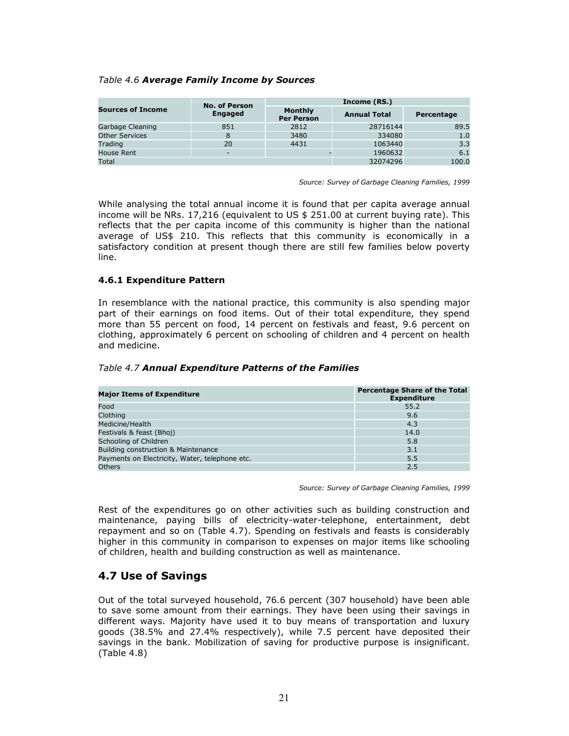*Table 4.6* ***Average Family Income by Sources***

| Sources of Income | No. of Person Engaged | Income (RS.) | | |
|---|---|---|---|---|
| | | Monthly Per Person | Annual Total | Percentage |
| Garbage Cleaning | 851 | 2812 | 28716144 | 89.5 |
| Other Services | 8 | 3480 | 334080 | 1.0 |
| Trading | 20 | 4431 | 1063440 | 3.3 |
| House Rent | - | - | 1960632 | 6.1 |
| Total | | | 32074296 | 100.0 |

*Source: Survey of Garbage Cleaning Families, 1999*

While analysing the total annual income it is found that per capita average annual income will be NRs. 17,216 (equivalent to US $ 251.00 at current buying rate). This reflects that the per capita income of this community is higher than the national average of US$ 210. This reflects that this community is economically in a satisfactory condition at present though there are still few families below poverty line.

### 4.6.1 Expenditure Pattern

In resemblance with the national practice, this community is also spending major part of their earnings on food items. Out of their total expenditure, they spend more than 55 percent on food, 14 percent on festivals and feast, 9.6 percent on clothing, approximately 6 percent on schooling of children and 4 percent on health and medicine.

*Table 4.7* ***Annual Expenditure Patterns of the Families***

| Major Items of Expenditure | Percentage Share of the Total Expenditure |
|---|---|
| Food | 55.2 |
| Clothing | 9.6 |
| Medicine/Health | 4.3 |
| Festivals & feast (Bhoj) | 14.0 |
| Schooling of Children | 5.8 |
| Building construction & Maintenance | 3.1 |
| Payments on Electricity, Water, telephone etc. | 5.5 |
| Others | 2.5 |

*Source: Survey of Garbage Cleaning Families, 1999*

Rest of the expenditures go on other activities such as building construction and maintenance, paying bills of electricity-water-telephone, entertainment, debt repayment and so on (Table 4.7). Spending on festivals and feasts is considerably higher in this community in comparison to expenses on major items like schooling of children, health and building construction as well as maintenance.

## 4.7 Use of Savings

Out of the total surveyed household, 76.6 percent (307 household) have been able to save some amount from their earnings. They have been using their savings in different ways. Majority have used it to buy means of transportation and luxury goods (38.5% and 27.4% respectively), while 7.5 percent have deposited their savings in the bank. Mobilization of saving for productive purpose is insignificant. (Table 4.8)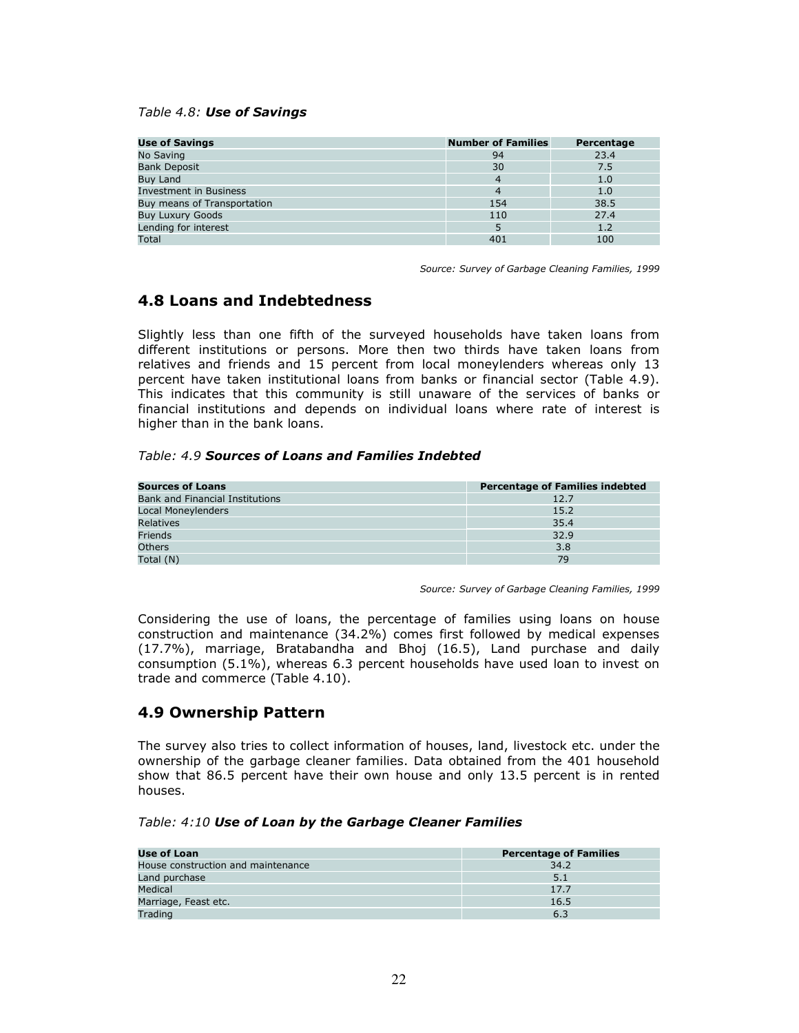*Table 4.8:* ***Use of Savings***

| Use of Savings | Number of Families | Percentage |
|---|---|---|
| No Saving | 94 | 23.4 |
| Bank Deposit | 30 | 7.5 |
| Buy Land | 4 | 1.0 |
| Investment in Business | 4 | 1.0 |
| Buy means of Transportation | 154 | 38.5 |
| Buy Luxury Goods | 110 | 27.4 |
| Lending for interest | 5 | 1.2 |
| Total | 401 | 100 |

*Source: Survey of Garbage Cleaning Families, 1999*

## 4.8 Loans and Indebtedness

Slightly less than one fifth of the surveyed households have taken loans from different institutions or persons. More then two thirds have taken loans from relatives and friends and 15 percent from local moneylenders whereas only 13 percent have taken institutional loans from banks or financial sector (Table 4.9). This indicates that this community is still unaware of the services of banks or financial institutions and depends on individual loans where rate of interest is higher than in the bank loans.

*Table: 4.9* ***Sources of Loans and Families Indebted***

| Sources of Loans | Percentage of Families indebted |
|---|---|
| Bank and Financial Institutions | 12.7 |
| Local Moneylenders | 15.2 |
| Relatives | 35.4 |
| Friends | 32.9 |
| Others | 3.8 |
| Total (N) | 79 |

*Source: Survey of Garbage Cleaning Families, 1999*

Considering the use of loans, the percentage of families using loans on house construction and maintenance (34.2%) comes first followed by medical expenses (17.7%), marriage, Bratabandha and Bhoj (16.5), Land purchase and daily consumption (5.1%), whereas 6.3 percent households have used loan to invest on trade and commerce (Table 4.10).

## 4.9 Ownership Pattern

The survey also tries to collect information of houses, land, livestock etc. under the ownership of the garbage cleaner families. Data obtained from the 401 household show that 86.5 percent have their own house and only 13.5 percent is in rented houses.

*Table: 4:10* ***Use of Loan by the Garbage Cleaner Families***

| Use of Loan | Percentage of Families |
|---|---|
| House construction and maintenance | 34.2 |
| Land purchase | 5.1 |
| Medical | 17.7 |
| Marriage, Feast etc. | 16.5 |
| Trading | 6.3 |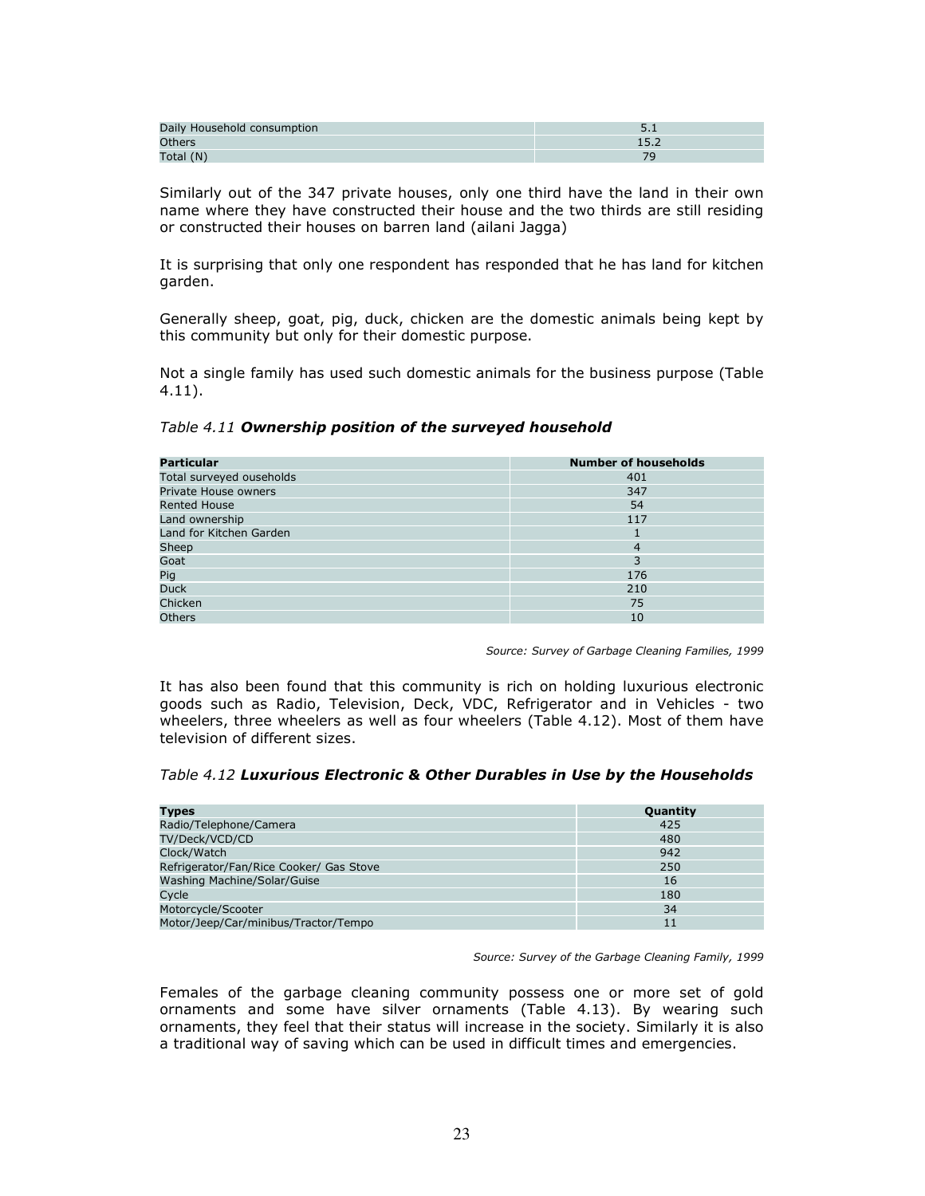| Daily Household consumption | 5.1 |
|---|---|
| Others | 15.2 |
| Total (N) | 79 |

Similarly out of the 347 private houses, only one third have the land in their own name where they have constructed their house and the two thirds are still residing or constructed their houses on barren land (ailani Jagga)

It is surprising that only one respondent has responded that he has land for kitchen garden.

Generally sheep, goat, pig, duck, chicken are the domestic animals being kept by this community but only for their domestic purpose.

Not a single family has used such domestic animals for the business purpose (Table 4.11).

*Table 4.11* ***Ownership position of the surveyed household***

| Particular | Number of households |
|---|---|
| Total surveyed ouseholds | 401 |
| Private House owners | 347 |
| Rented House | 54 |
| Land ownership | 117 |
| Land for Kitchen Garden | 1 |
| Sheep | 4 |
| Goat | 3 |
| Pig | 176 |
| Duck | 210 |
| Chicken | 75 |
| Others | 10 |

*Source: Survey of Garbage Cleaning Families, 1999*

It has also been found that this community is rich on holding luxurious electronic goods such as Radio, Television, Deck, VDC, Refrigerator and in Vehicles - two wheelers, three wheelers as well as four wheelers (Table 4.12). Most of them have television of different sizes.

*Table 4.12* ***Luxurious Electronic & Other Durables in Use by the Households***

| Types | Quantity |
|---|---|
| Radio/Telephone/Camera | 425 |
| TV/Deck/VCD/CD | 480 |
| Clock/Watch | 942 |
| Refrigerator/Fan/Rice Cooker/ Gas Stove | 250 |
| Washing Machine/Solar/Guise | 16 |
| Cycle | 180 |
| Motorcycle/Scooter | 34 |
| Motor/Jeep/Car/minibus/Tractor/Tempo | 11 |

*Source: Survey of the Garbage Cleaning Family, 1999*

Females of the garbage cleaning community possess one or more set of gold ornaments and some have silver ornaments (Table 4.13). By wearing such ornaments, they feel that their status will increase in the society. Similarly it is also a traditional way of saving which can be used in difficult times and emergencies.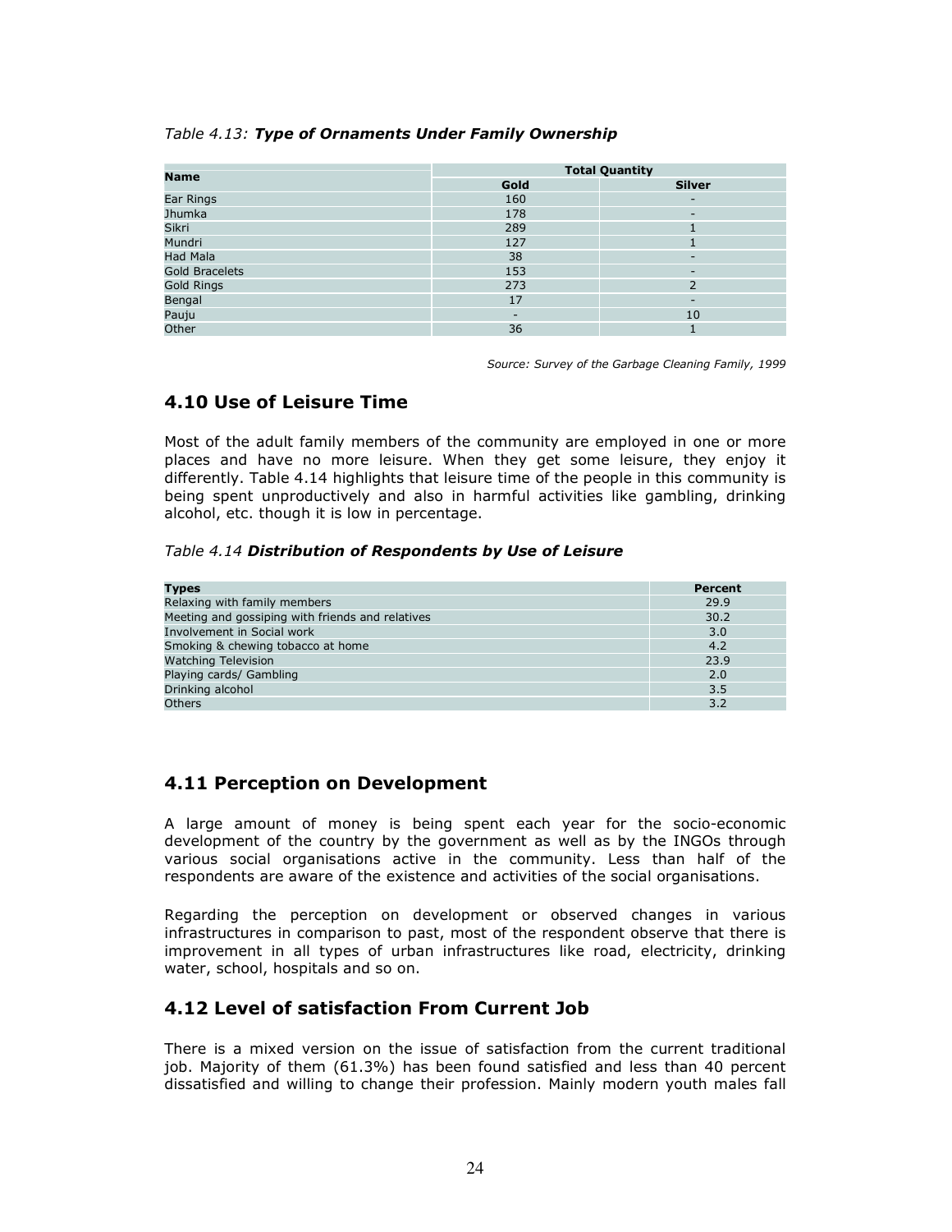*Table 4.13: **Type of Ornaments Under Family Ownership***

| Name | Total Quantity | |
|---|---|---|
| | Gold | Silver |
| Ear Rings | 160 | - |
| Jhumka | 178 | - |
| Sikri | 289 | 1 |
| Mundri | 127 | 1 |
| Had Mala | 38 | - |
| Gold Bracelets | 153 | - |
| Gold Rings | 273 | 2 |
| Bengal | 17 | - |
| Pauju | - | 10 |
| Other | 36 | 1 |

*Source: Survey of the Garbage Cleaning Family, 1999*

## 4.10 Use of Leisure Time

Most of the adult family members of the community are employed in one or more places and have no more leisure. When they get some leisure, they enjoy it differently. Table 4.14 highlights that leisure time of the people in this community is being spent unproductively and also in harmful activities like gambling, drinking alcohol, etc. though it is low in percentage.

*Table 4.14 **Distribution of Respondents by Use of Leisure***

| Types | Percent |
|---|---|
| Relaxing with family members | 29.9 |
| Meeting and gossiping with friends and relatives | 30.2 |
| Involvement in Social work | 3.0 |
| Smoking & chewing tobacco at home | 4.2 |
| Watching Television | 23.9 |
| Playing cards/ Gambling | 2.0 |
| Drinking alcohol | 3.5 |
| Others | 3.2 |

## 4.11 Perception on Development

A large amount of money is being spent each year for the socio-economic development of the country by the government as well as by the INGOs through various social organisations active in the community. Less than half of the respondents are aware of the existence and activities of the social organisations.

Regarding the perception on development or observed changes in various infrastructures in comparison to past, most of the respondent observe that there is improvement in all types of urban infrastructures like road, electricity, drinking water, school, hospitals and so on.

## 4.12 Level of satisfaction From Current Job

There is a mixed version on the issue of satisfaction from the current traditional job. Majority of them (61.3%) has been found satisfied and less than 40 percent dissatisfied and willing to change their profession. Mainly modern youth males fall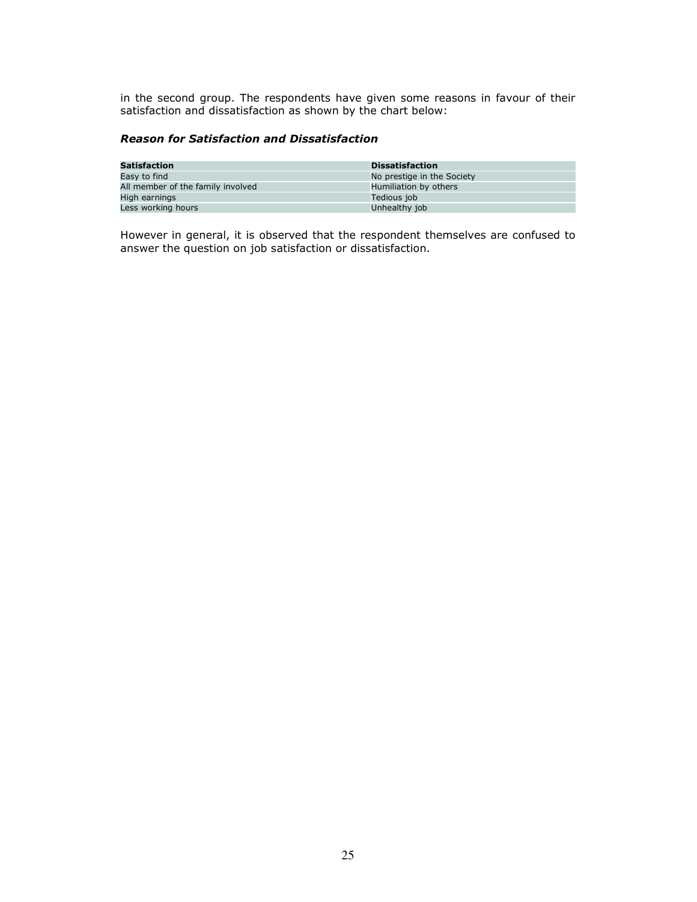in the second group. The respondents have given some reasons in favour of their satisfaction and dissatisfaction as shown by the chart below:

### *Reason for Satisfaction and Dissatisfaction*

| **Satisfaction** | **Dissatisfaction** |
| --- | --- |
| Easy to find | No prestige in the Society |
| All member of the family involved | Humiliation by others |
| High earnings | Tedious job |
| Less working hours | Unhealthy job |

However in general, it is observed that the respondent themselves are confused to answer the question on job satisfaction or dissatisfaction.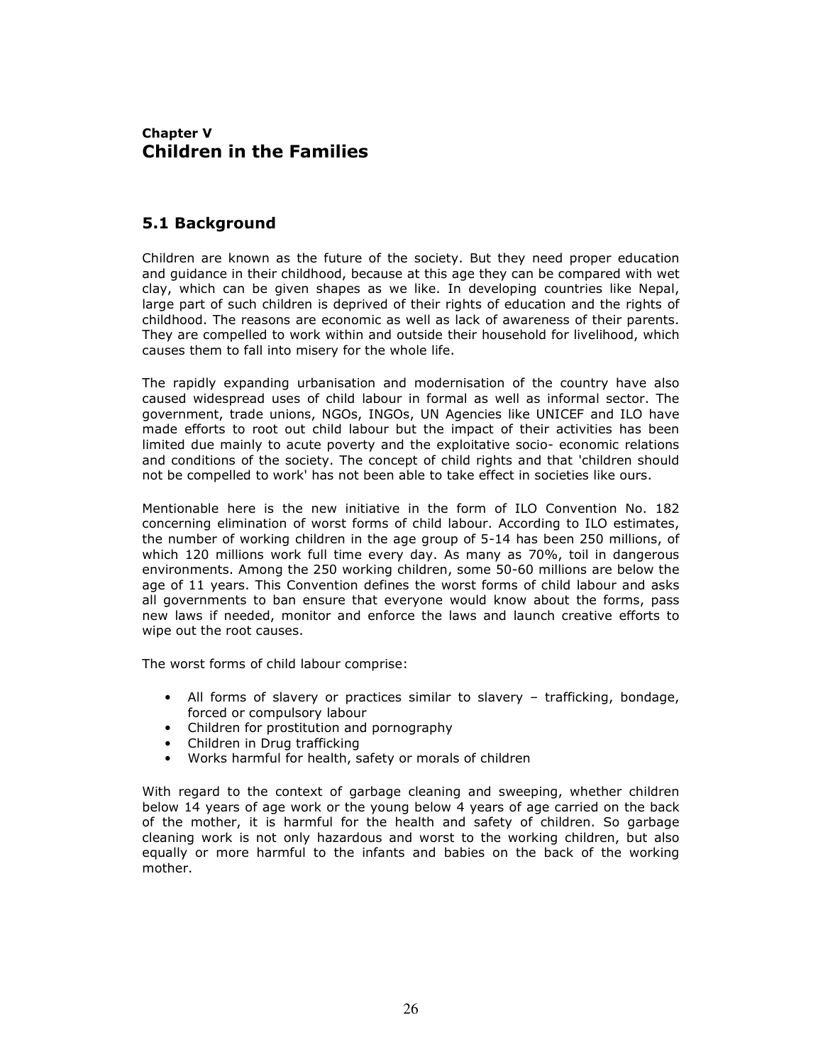## Chapter V
# Children in the Families

## 5.1 Background

Children are known as the future of the society. But they need proper education and guidance in their childhood, because at this age they can be compared with wet clay, which can be given shapes as we like. In developing countries like Nepal, large part of such children is deprived of their rights of education and the rights of childhood. The reasons are economic as well as lack of awareness of their parents. They are compelled to work within and outside their household for livelihood, which causes them to fall into misery for the whole life.

The rapidly expanding urbanisation and modernisation of the country have also caused widespread uses of child labour in formal as well as informal sector. The government, trade unions, NGOs, INGOs, UN Agencies like UNICEF and ILO have made efforts to root out child labour but the impact of their activities has been limited due mainly to acute poverty and the exploitative socio- economic relations and conditions of the society. The concept of child rights and that 'children should not be compelled to work' has not been able to take effect in societies like ours.

Mentionable here is the new initiative in the form of ILO Convention No. 182 concerning elimination of worst forms of child labour. According to ILO estimates, the number of working children in the age group of 5-14 has been 250 millions, of which 120 millions work full time every day. As many as 70%, toil in dangerous environments. Among the 250 working children, some 50-60 millions are below the age of 11 years. This Convention defines the worst forms of child labour and asks all governments to ban ensure that everyone would know about the forms, pass new laws if needed, monitor and enforce the laws and launch creative efforts to wipe out the root causes.

The worst forms of child labour comprise:

- All forms of slavery or practices similar to slavery – trafficking, bondage, forced or compulsory labour
- Children for prostitution and pornography
- Children in Drug trafficking
- Works harmful for health, safety or morals of children

With regard to the context of garbage cleaning and sweeping, whether children below 14 years of age work or the young below 4 years of age carried on the back of the mother, it is harmful for the health and safety of children. So garbage cleaning work is not only hazardous and worst to the working children, but also equally or more harmful to the infants and babies on the back of the working mother.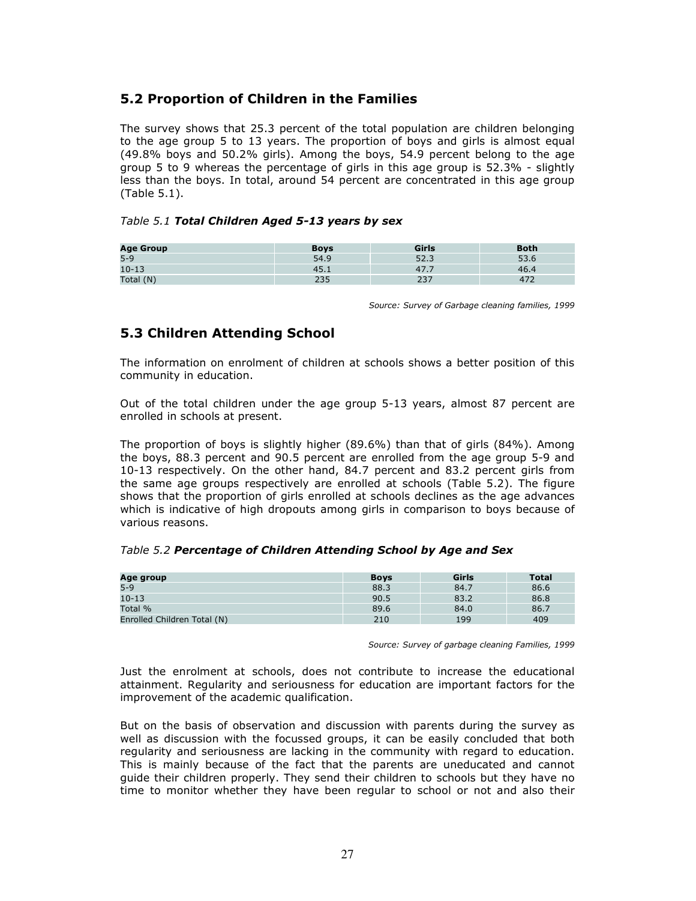## 5.2 Proportion of Children in the Families

The survey shows that 25.3 percent of the total population are children belonging to the age group 5 to 13 years. The proportion of boys and girls is almost equal (49.8% boys and 50.2% girls). Among the boys, 54.9 percent belong to the age group 5 to 9 whereas the percentage of girls in this age group is 52.3% - slightly less than the boys. In total, around 54 percent are concentrated in this age group (Table 5.1).

*Table 5.1* ***Total Children Aged 5-13 years by sex***

| Age Group | Boys | Girls | Both |
|---|---|---|---|
| 5-9 | 54.9 | 52.3 | 53.6 |
| 10-13 | 45.1 | 47.7 | 46.4 |
| Total (N) | 235 | 237 | 472 |

*Source: Survey of Garbage cleaning families, 1999*

## 5.3 Children Attending School

The information on enrolment of children at schools shows a better position of this community in education.

Out of the total children under the age group 5-13 years, almost 87 percent are enrolled in schools at present.

The proportion of boys is slightly higher (89.6%) than that of girls (84%). Among the boys, 88.3 percent and 90.5 percent are enrolled from the age group 5-9 and 10-13 respectively. On the other hand, 84.7 percent and 83.2 percent girls from the same age groups respectively are enrolled at schools (Table 5.2). The figure shows that the proportion of girls enrolled at schools declines as the age advances which is indicative of high dropouts among girls in comparison to boys because of various reasons.

*Table 5.2* ***Percentage of Children Attending School by Age and Sex***

| Age group | Boys | Girls | Total |
|---|---|---|---|
| 5-9 | 88.3 | 84.7 | 86.6 |
| 10-13 | 90.5 | 83.2 | 86.8 |
| Total % | 89.6 | 84.0 | 86.7 |
| Enrolled Children Total (N) | 210 | 199 | 409 |

*Source: Survey of garbage cleaning Families, 1999*

Just the enrolment at schools, does not contribute to increase the educational attainment. Regularity and seriousness for education are important factors for the improvement of the academic qualification.

But on the basis of observation and discussion with parents during the survey as well as discussion with the focussed groups, it can be easily concluded that both regularity and seriousness are lacking in the community with regard to education. This is mainly because of the fact that the parents are uneducated and cannot guide their children properly. They send their children to schools but they have no time to monitor whether they have been regular to school or not and also their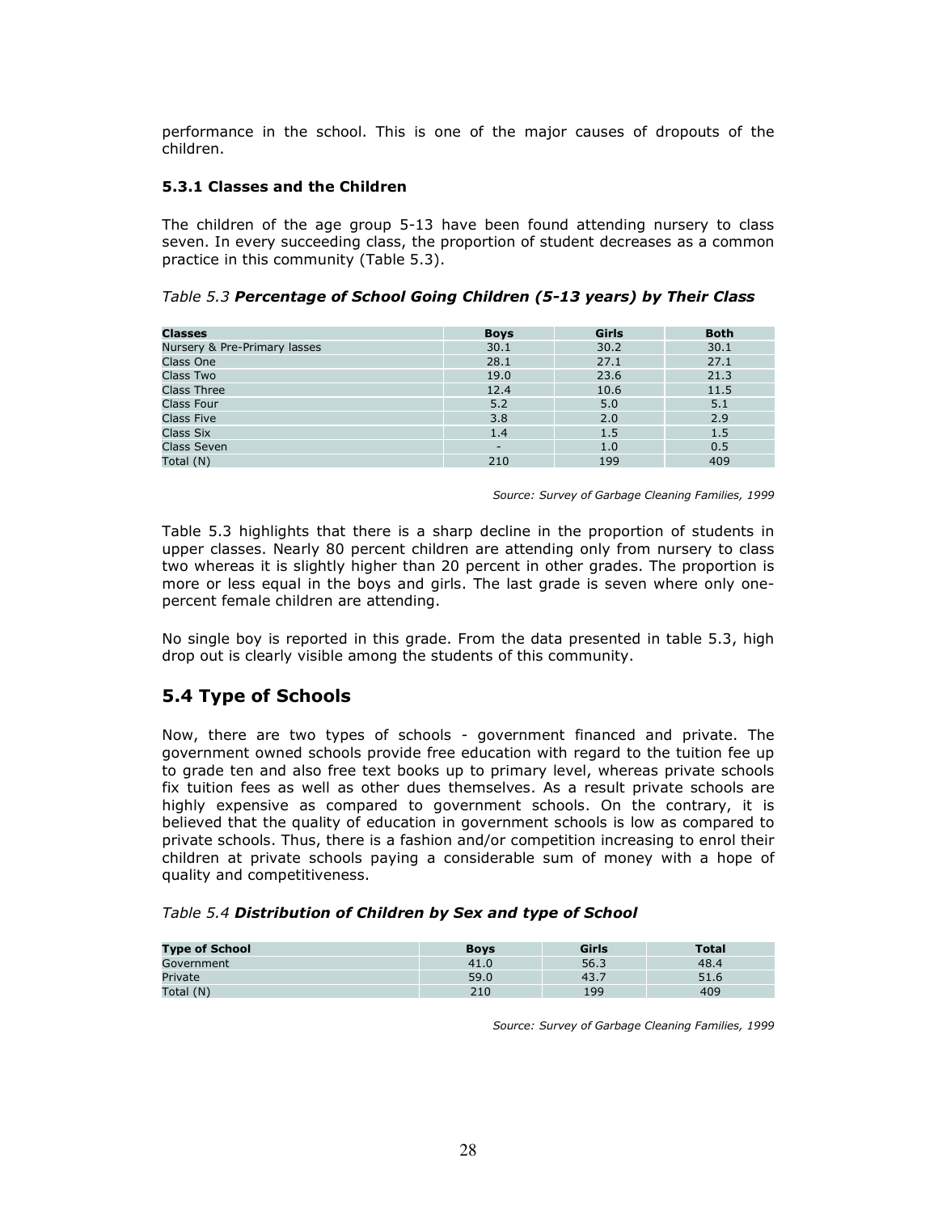performance in the school. This is one of the major causes of dropouts of the children.

### 5.3.1 Classes and the Children

The children of the age group 5-13 have been found attending nursery to class seven. In every succeeding class, the proportion of student decreases as a common practice in this community (Table 5.3).

*Table 5.3* ***Percentage of School Going Children (5-13 years) by Their Class***

| Classes | Boys | Girls | Both |
|---|---|---|---|
| Nursery & Pre-Primary lasses | 30.1 | 30.2 | 30.1 |
| Class One | 28.1 | 27.1 | 27.1 |
| Class Two | 19.0 | 23.6 | 21.3 |
| Class Three | 12.4 | 10.6 | 11.5 |
| Class Four | 5.2 | 5.0 | 5.1 |
| Class Five | 3.8 | 2.0 | 2.9 |
| Class Six | 1.4 | 1.5 | 1.5 |
| Class Seven | - | 1.0 | 0.5 |
| Total (N) | 210 | 199 | 409 |

*Source: Survey of Garbage Cleaning Families, 1999*

Table 5.3 highlights that there is a sharp decline in the proportion of students in upper classes. Nearly 80 percent children are attending only from nursery to class two whereas it is slightly higher than 20 percent in other grades. The proportion is more or less equal in the boys and girls. The last grade is seven where only one-percent female children are attending.

No single boy is reported in this grade. From the data presented in table 5.3, high drop out is clearly visible among the students of this community.

## 5.4 Type of Schools

Now, there are two types of schools - government financed and private. The government owned schools provide free education with regard to the tuition fee up to grade ten and also free text books up to primary level, whereas private schools fix tuition fees as well as other dues themselves. As a result private schools are highly expensive as compared to government schools. On the contrary, it is believed that the quality of education in government schools is low as compared to private schools. Thus, there is a fashion and/or competition increasing to enrol their children at private schools paying a considerable sum of money with a hope of quality and competitiveness.

*Table 5.4* ***Distribution of Children by Sex and type of School***

| Type of School | Boys | Girls | Total |
|---|---|---|---|
| Government | 41.0 | 56.3 | 48.4 |
| Private | 59.0 | 43.7 | 51.6 |
| Total (N) | 210 | 199 | 409 |

*Source: Survey of Garbage Cleaning Families, 1999*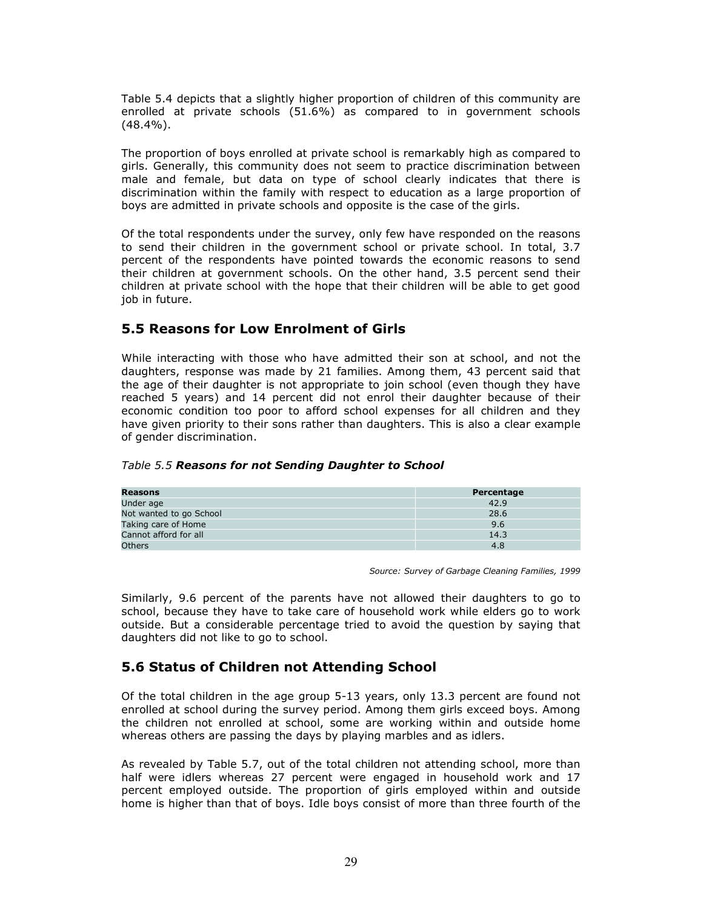Table 5.4 depicts that a slightly higher proportion of children of this community are enrolled at private schools (51.6%) as compared to in government schools (48.4%).

The proportion of boys enrolled at private school is remarkably high as compared to girls. Generally, this community does not seem to practice discrimination between male and female, but data on type of school clearly indicates that there is discrimination within the family with respect to education as a large proportion of boys are admitted in private schools and opposite is the case of the girls.

Of the total respondents under the survey, only few have responded on the reasons to send their children in the government school or private school. In total, 3.7 percent of the respondents have pointed towards the economic reasons to send their children at government schools. On the other hand, 3.5 percent send their children at private school with the hope that their children will be able to get good job in future.

## 5.5 Reasons for Low Enrolment of Girls

While interacting with those who have admitted their son at school, and not the daughters, response was made by 21 families. Among them, 43 percent said that the age of their daughter is not appropriate to join school (even though they have reached 5 years) and 14 percent did not enrol their daughter because of their economic condition too poor to afford school expenses for all children and they have given priority to their sons rather than daughters. This is also a clear example of gender discrimination.

*Table 5.5* ***Reasons for not Sending Daughter to School***

| Reasons | Percentage |
|---|---|
| Under age | 42.9 |
| Not wanted to go School | 28.6 |
| Taking care of Home | 9.6 |
| Cannot afford for all | 14.3 |
| Others | 4.8 |

*Source: Survey of Garbage Cleaning Families, 1999*

Similarly, 9.6 percent of the parents have not allowed their daughters to go to school, because they have to take care of household work while elders go to work outside. But a considerable percentage tried to avoid the question by saying that daughters did not like to go to school.

## 5.6 Status of Children not Attending School

Of the total children in the age group 5-13 years, only 13.3 percent are found not enrolled at school during the survey period. Among them girls exceed boys. Among the children not enrolled at school, some are working within and outside home whereas others are passing the days by playing marbles and as idlers.

As revealed by Table 5.7, out of the total children not attending school, more than half were idlers whereas 27 percent were engaged in household work and 17 percent employed outside. The proportion of girls employed within and outside home is higher than that of boys. Idle boys consist of more than three fourth of the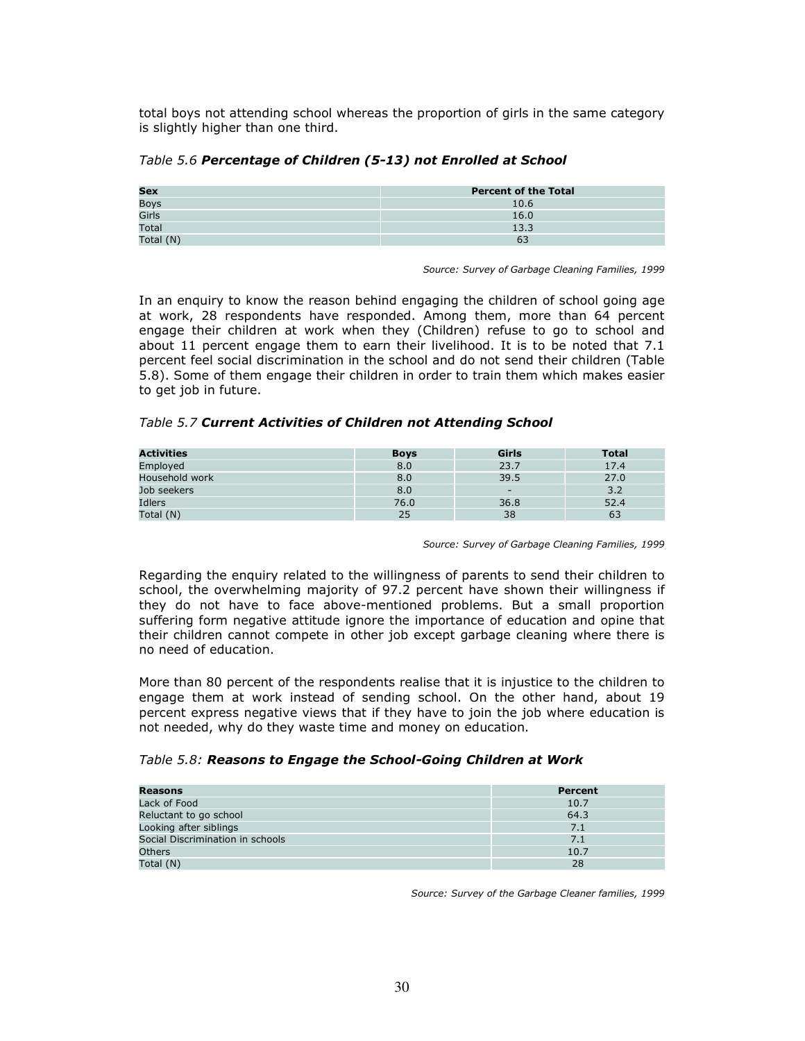total boys not attending school whereas the proportion of girls in the same category is slightly higher than one third.

*Table 5.6* ***Percentage of Children (5-13) not Enrolled at School***

| Sex | Percent of the Total |
|---|---|
| Boys | 10.6 |
| Girls | 16.0 |
| Total | 13.3 |
| Total (N) | 63 |

*Source: Survey of Garbage Cleaning Families, 1999*

In an enquiry to know the reason behind engaging the children of school going age at work, 28 respondents have responded. Among them, more than 64 percent engage their children at work when they (Children) refuse to go to school and about 11 percent engage them to earn their livelihood. It is to be noted that 7.1 percent feel social discrimination in the school and do not send their children (Table 5.8). Some of them engage their children in order to train them which makes easier to get job in future.

*Table 5.7* ***Current Activities of Children not Attending School***

| Activities | Boys | Girls | Total |
|---|---|---|---|
| Employed | 8.0 | 23.7 | 17.4 |
| Household work | 8.0 | 39.5 | 27.0 |
| Job seekers | 8.0 | - | 3.2 |
| Idlers | 76.0 | 36.8 | 52.4 |
| Total (N) | 25 | 38 | 63 |

*Source: Survey of Garbage Cleaning Families, 1999*

Regarding the enquiry related to the willingness of parents to send their children to school, the overwhelming majority of 97.2 percent have shown their willingness if they do not have to face above-mentioned problems. But a small proportion suffering form negative attitude ignore the importance of education and opine that their children cannot compete in other job except garbage cleaning where there is no need of education.

More than 80 percent of the respondents realise that it is injustice to the children to engage them at work instead of sending school. On the other hand, about 19 percent express negative views that if they have to join the job where education is not needed, why do they waste time and money on education.

*Table 5.8:* ***Reasons to Engage the School-Going Children at Work***

| Reasons | Percent |
|---|---|
| Lack of Food | 10.7 |
| Reluctant to go school | 64.3 |
| Looking after siblings | 7.1 |
| Social Discrimination in schools | 7.1 |
| Others | 10.7 |
| Total (N) | 28 |

*Source: Survey of the Garbage Cleaner families, 1999*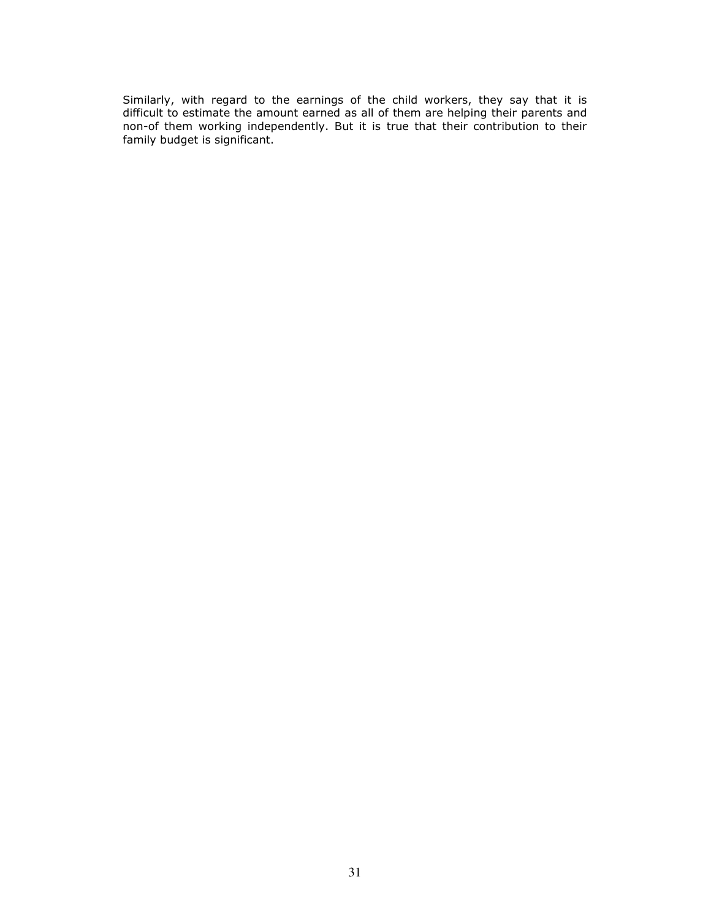Similarly, with regard to the earnings of the child workers, they say that it is difficult to estimate the amount earned as all of them are helping their parents and non-of them working independently. But it is true that their contribution to their family budget is significant.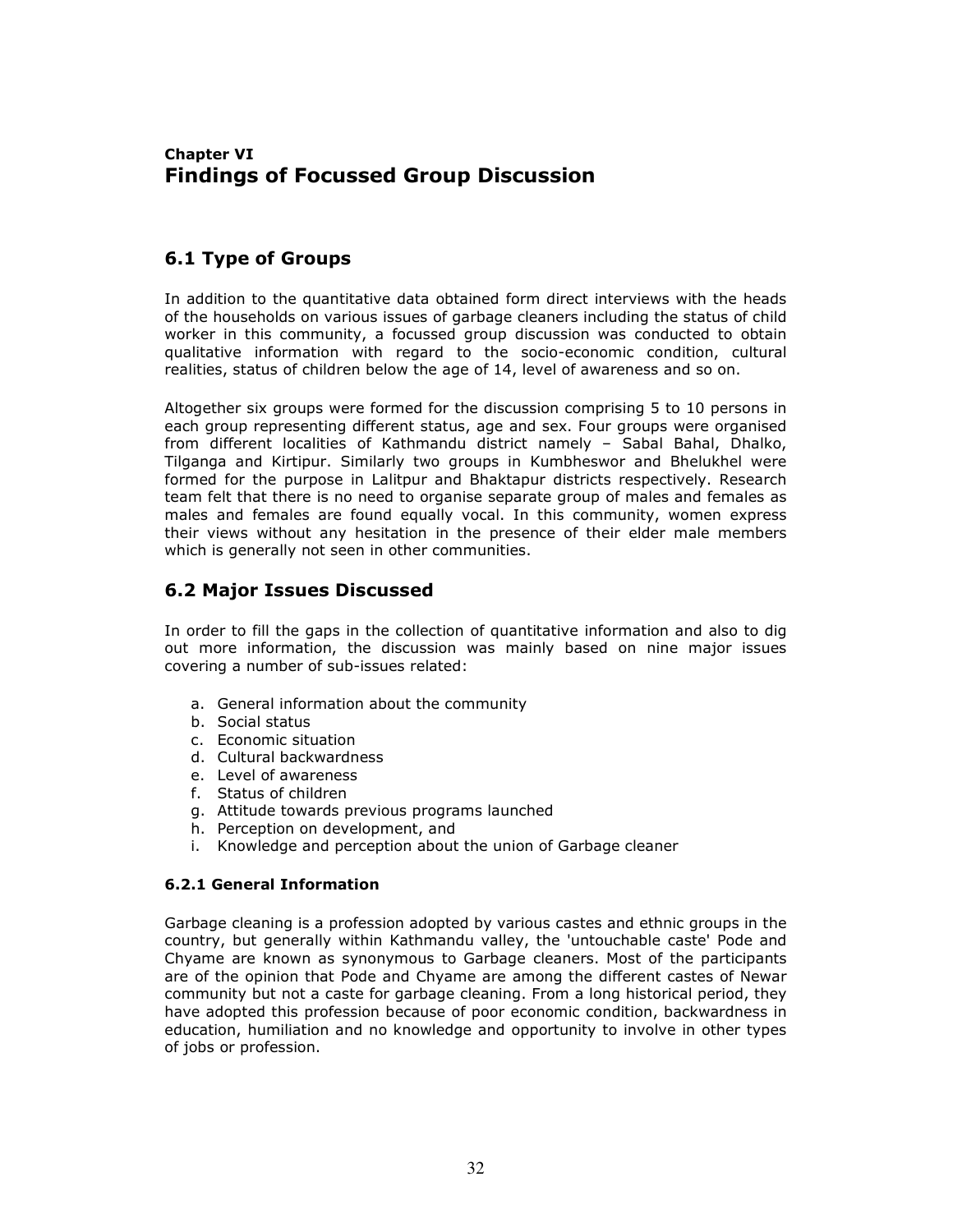## Chapter VI
# Findings of Focussed Group Discussion

## 6.1 Type of Groups

In addition to the quantitative data obtained form direct interviews with the heads of the households on various issues of garbage cleaners including the status of child worker in this community, a focussed group discussion was conducted to obtain qualitative information with regard to the socio-economic condition, cultural realities, status of children below the age of 14, level of awareness and so on.

Altogether six groups were formed for the discussion comprising 5 to 10 persons in each group representing different status, age and sex. Four groups were organised from different localities of Kathmandu district namely – Sabal Bahal, Dhalko, Tilganga and Kirtipur. Similarly two groups in Kumbheswor and Bhelukhel were formed for the purpose in Lalitpur and Bhaktapur districts respectively. Research team felt that there is no need to organise separate group of males and females as males and females are found equally vocal. In this community, women express their views without any hesitation in the presence of their elder male members which is generally not seen in other communities.

## 6.2 Major Issues Discussed

In order to fill the gaps in the collection of quantitative information and also to dig out more information, the discussion was mainly based on nine major issues covering a number of sub-issues related:

a. General information about the community
b. Social status
c. Economic situation
d. Cultural backwardness
e. Level of awareness
f. Status of children
g. Attitude towards previous programs launched
h. Perception on development, and
i. Knowledge and perception about the union of Garbage cleaner

### 6.2.1 General Information

Garbage cleaning is a profession adopted by various castes and ethnic groups in the country, but generally within Kathmandu valley, the 'untouchable caste' Pode and Chyame are known as synonymous to Garbage cleaners. Most of the participants are of the opinion that Pode and Chyame are among the different castes of Newar community but not a caste for garbage cleaning. From a long historical period, they have adopted this profession because of poor economic condition, backwardness in education, humiliation and no knowledge and opportunity to involve in other types of jobs or profession.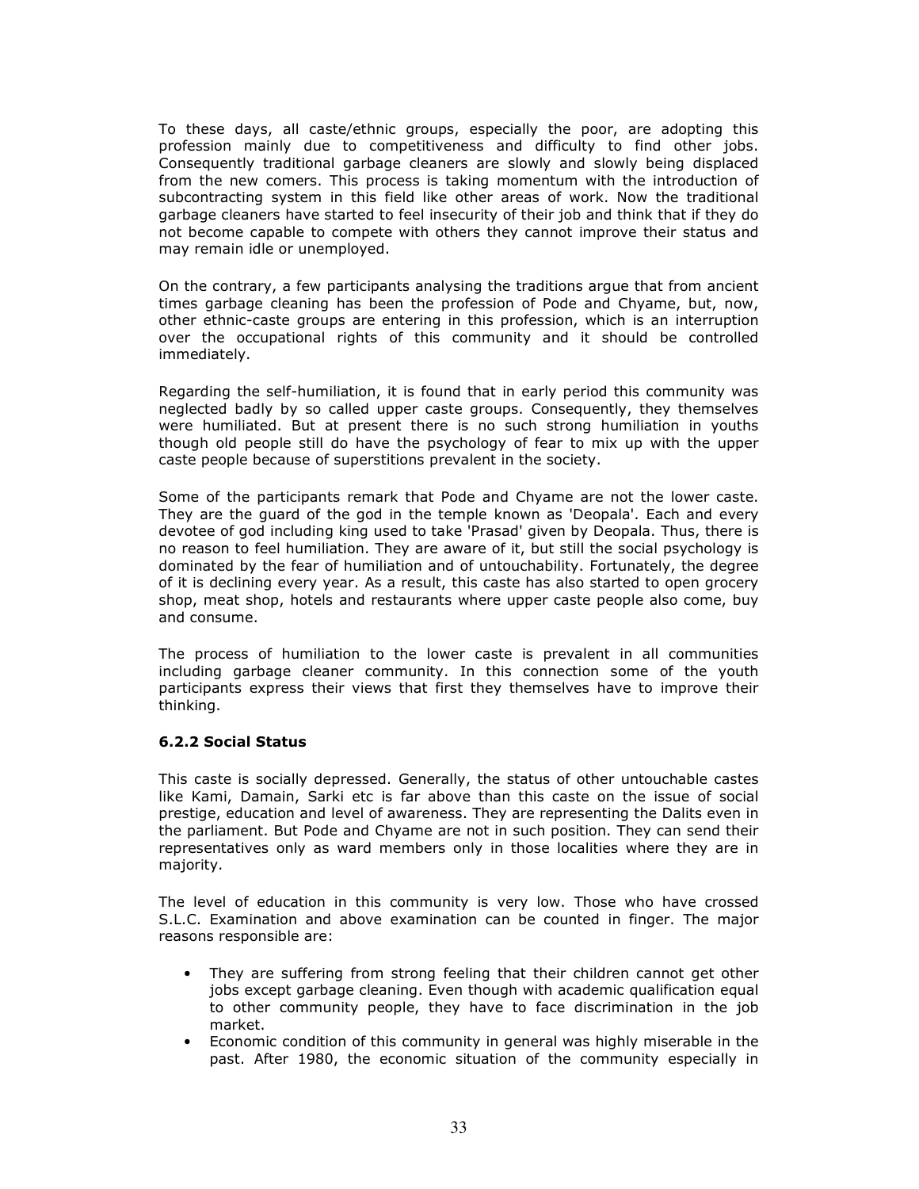To these days, all caste/ethnic groups, especially the poor, are adopting this profession mainly due to competitiveness and difficulty to find other jobs. Consequently traditional garbage cleaners are slowly and slowly being displaced from the new comers. This process is taking momentum with the introduction of subcontracting system in this field like other areas of work. Now the traditional garbage cleaners have started to feel insecurity of their job and think that if they do not become capable to compete with others they cannot improve their status and may remain idle or unemployed.

On the contrary, a few participants analysing the traditions argue that from ancient times garbage cleaning has been the profession of Pode and Chyame, but, now, other ethnic-caste groups are entering in this profession, which is an interruption over the occupational rights of this community and it should be controlled immediately.

Regarding the self-humiliation, it is found that in early period this community was neglected badly by so called upper caste groups. Consequently, they themselves were humiliated. But at present there is no such strong humiliation in youths though old people still do have the psychology of fear to mix up with the upper caste people because of superstitions prevalent in the society.

Some of the participants remark that Pode and Chyame are not the lower caste. They are the guard of the god in the temple known as 'Deopala'. Each and every devotee of god including king used to take 'Prasad' given by Deopala. Thus, there is no reason to feel humiliation. They are aware of it, but still the social psychology is dominated by the fear of humiliation and of untouchability. Fortunately, the degree of it is declining every year. As a result, this caste has also started to open grocery shop, meat shop, hotels and restaurants where upper caste people also come, buy and consume.

The process of humiliation to the lower caste is prevalent in all communities including garbage cleaner community. In this connection some of the youth participants express their views that first they themselves have to improve their thinking.

### 6.2.2 Social Status

This caste is socially depressed. Generally, the status of other untouchable castes like Kami, Damain, Sarki etc is far above than this caste on the issue of social prestige, education and level of awareness. They are representing the Dalits even in the parliament. But Pode and Chyame are not in such position. They can send their representatives only as ward members only in those localities where they are in majority.

The level of education in this community is very low. Those who have crossed S.L.C. Examination and above examination can be counted in finger. The major reasons responsible are:

- They are suffering from strong feeling that their children cannot get other jobs except garbage cleaning. Even though with academic qualification equal to other community people, they have to face discrimination in the job market.
- Economic condition of this community in general was highly miserable in the past. After 1980, the economic situation of the community especially in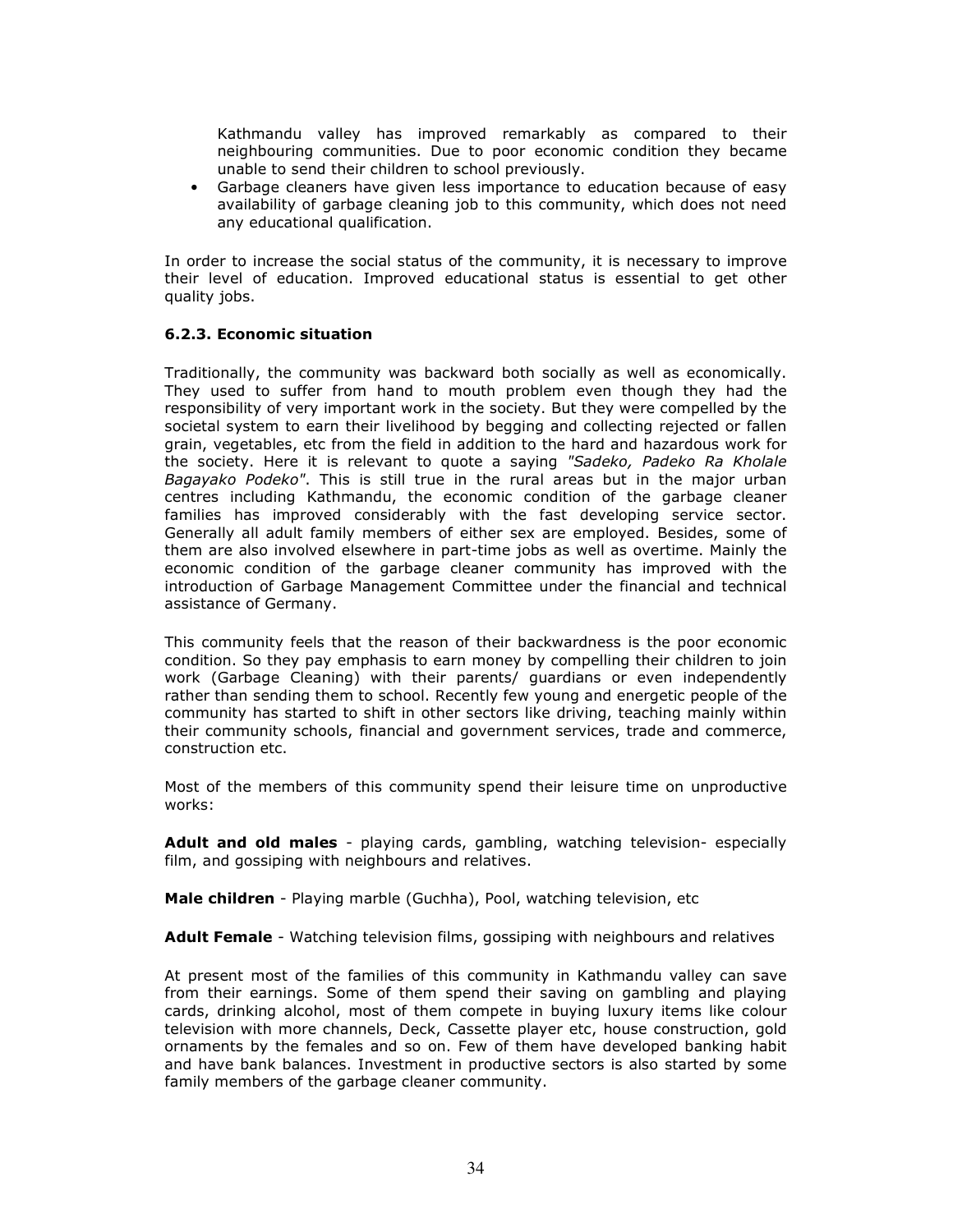Kathmandu valley has improved remarkably as compared to their neighbouring communities. Due to poor economic condition they became unable to send their children to school previously.

- Garbage cleaners have given less importance to education because of easy availability of garbage cleaning job to this community, which does not need any educational qualification.

In order to increase the social status of the community, it is necessary to improve their level of education. Improved educational status is essential to get other quality jobs.

### 6.2.3. Economic situation

Traditionally, the community was backward both socially as well as economically. They used to suffer from hand to mouth problem even though they had the responsibility of very important work in the society. But they were compelled by the societal system to earn their livelihood by begging and collecting rejected or fallen grain, vegetables, etc from the field in addition to the hard and hazardous work for the society. Here it is relevant to quote a saying *"Sadeko, Padeko Ra Kholale Bagayako Podeko"*. This is still true in the rural areas but in the major urban centres including Kathmandu, the economic condition of the garbage cleaner families has improved considerably with the fast developing service sector. Generally all adult family members of either sex are employed. Besides, some of them are also involved elsewhere in part-time jobs as well as overtime. Mainly the economic condition of the garbage cleaner community has improved with the introduction of Garbage Management Committee under the financial and technical assistance of Germany.

This community feels that the reason of their backwardness is the poor economic condition. So they pay emphasis to earn money by compelling their children to join work (Garbage Cleaning) with their parents/ guardians or even independently rather than sending them to school. Recently few young and energetic people of the community has started to shift in other sectors like driving, teaching mainly within their community schools, financial and government services, trade and commerce, construction etc.

Most of the members of this community spend their leisure time on unproductive works:

**Adult and old males** - playing cards, gambling, watching television- especially film, and gossiping with neighbours and relatives.

**Male children** - Playing marble (Guchha), Pool, watching television, etc

**Adult Female** - Watching television films, gossiping with neighbours and relatives

At present most of the families of this community in Kathmandu valley can save from their earnings. Some of them spend their saving on gambling and playing cards, drinking alcohol, most of them compete in buying luxury items like colour television with more channels, Deck, Cassette player etc, house construction, gold ornaments by the females and so on. Few of them have developed banking habit and have bank balances. Investment in productive sectors is also started by some family members of the garbage cleaner community.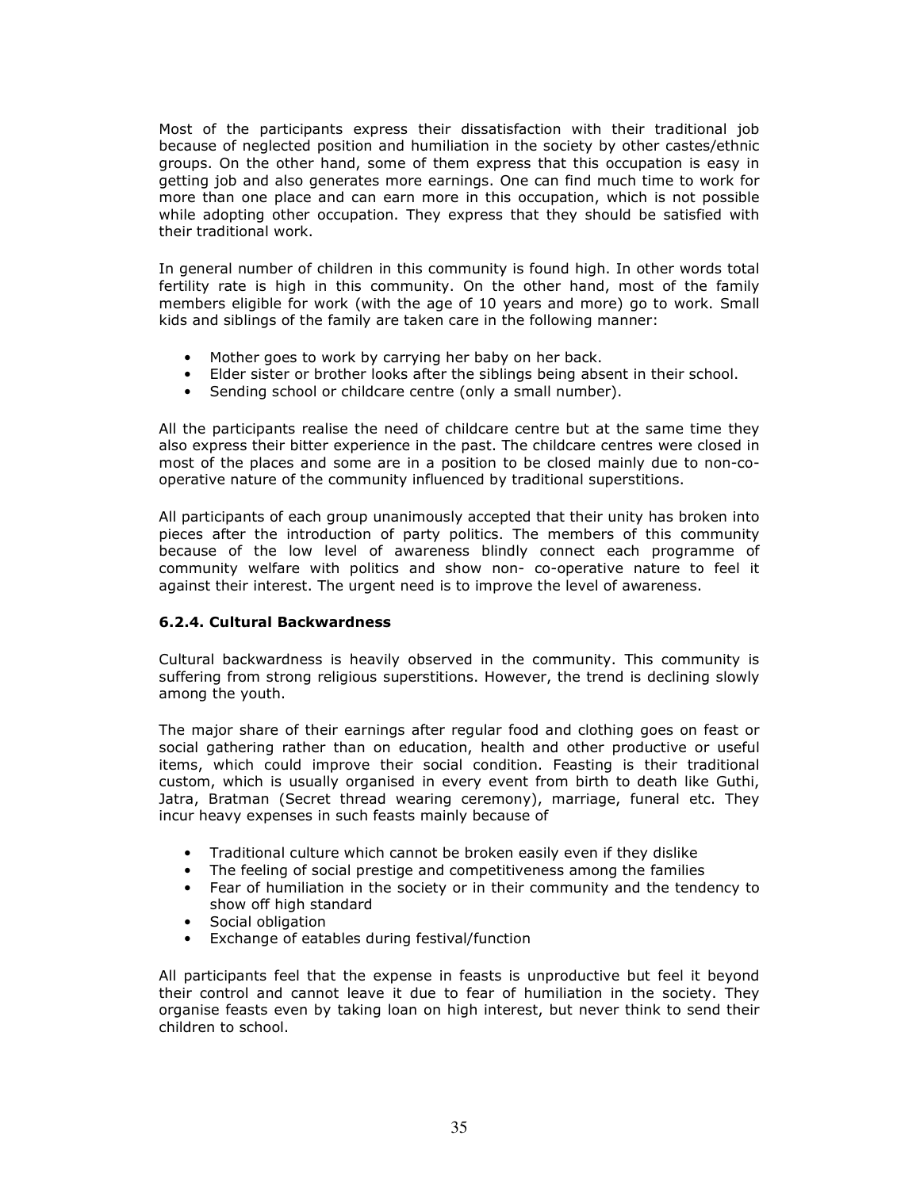Most of the participants express their dissatisfaction with their traditional job because of neglected position and humiliation in the society by other castes/ethnic groups. On the other hand, some of them express that this occupation is easy in getting job and also generates more earnings. One can find much time to work for more than one place and can earn more in this occupation, which is not possible while adopting other occupation. They express that they should be satisfied with their traditional work.

In general number of children in this community is found high. In other words total fertility rate is high in this community. On the other hand, most of the family members eligible for work (with the age of 10 years and more) go to work. Small kids and siblings of the family are taken care in the following manner:

- Mother goes to work by carrying her baby on her back.
- Elder sister or brother looks after the siblings being absent in their school.
- Sending school or childcare centre (only a small number).

All the participants realise the need of childcare centre but at the same time they also express their bitter experience in the past. The childcare centres were closed in most of the places and some are in a position to be closed mainly due to non-co-operative nature of the community influenced by traditional superstitions.

All participants of each group unanimously accepted that their unity has broken into pieces after the introduction of party politics. The members of this community because of the low level of awareness blindly connect each programme of community welfare with politics and show non- co-operative nature to feel it against their interest. The urgent need is to improve the level of awareness.

### 6.2.4. Cultural Backwardness

Cultural backwardness is heavily observed in the community. This community is suffering from strong religious superstitions. However, the trend is declining slowly among the youth.

The major share of their earnings after regular food and clothing goes on feast or social gathering rather than on education, health and other productive or useful items, which could improve their social condition. Feasting is their traditional custom, which is usually organised in every event from birth to death like Guthi, Jatra, Bratman (Secret thread wearing ceremony), marriage, funeral etc. They incur heavy expenses in such feasts mainly because of

- Traditional culture which cannot be broken easily even if they dislike
- The feeling of social prestige and competitiveness among the families
- Fear of humiliation in the society or in their community and the tendency to show off high standard
- Social obligation
- Exchange of eatables during festival/function

All participants feel that the expense in feasts is unproductive but feel it beyond their control and cannot leave it due to fear of humiliation in the society. They organise feasts even by taking loan on high interest, but never think to send their children to school.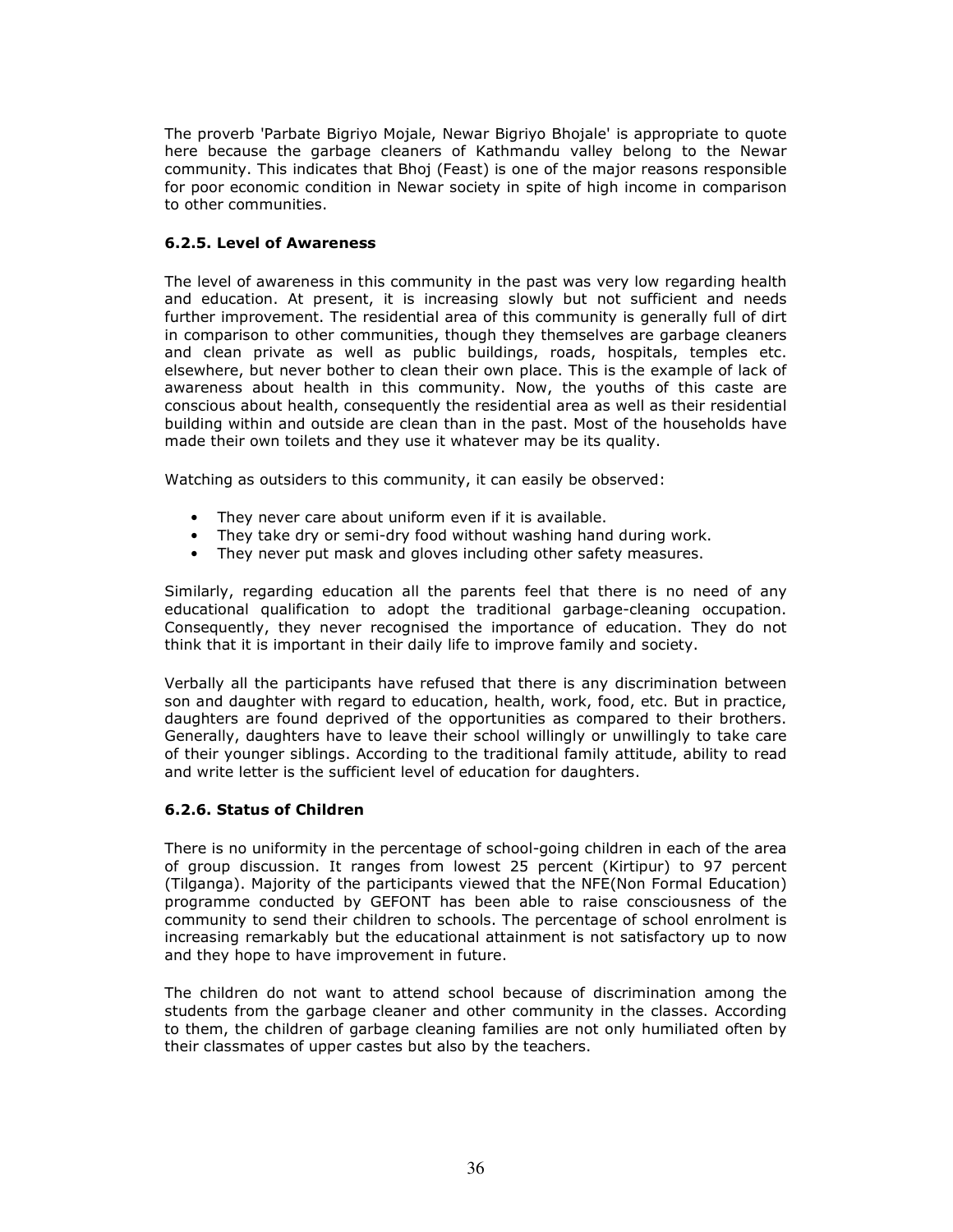The proverb 'Parbate Bigriyo Mojale, Newar Bigriyo Bhojale' is appropriate to quote here because the garbage cleaners of Kathmandu valley belong to the Newar community. This indicates that Bhoj (Feast) is one of the major reasons responsible for poor economic condition in Newar society in spite of high income in comparison to other communities.

### 6.2.5. Level of Awareness

The level of awareness in this community in the past was very low regarding health and education. At present, it is increasing slowly but not sufficient and needs further improvement. The residential area of this community is generally full of dirt in comparison to other communities, though they themselves are garbage cleaners and clean private as well as public buildings, roads, hospitals, temples etc. elsewhere, but never bother to clean their own place. This is the example of lack of awareness about health in this community. Now, the youths of this caste are conscious about health, consequently the residential area as well as their residential building within and outside are clean than in the past. Most of the households have made their own toilets and they use it whatever may be its quality.

Watching as outsiders to this community, it can easily be observed:

- They never care about uniform even if it is available.
- They take dry or semi-dry food without washing hand during work.
- They never put mask and gloves including other safety measures.

Similarly, regarding education all the parents feel that there is no need of any educational qualification to adopt the traditional garbage-cleaning occupation. Consequently, they never recognised the importance of education. They do not think that it is important in their daily life to improve family and society.

Verbally all the participants have refused that there is any discrimination between son and daughter with regard to education, health, work, food, etc. But in practice, daughters are found deprived of the opportunities as compared to their brothers. Generally, daughters have to leave their school willingly or unwillingly to take care of their younger siblings. According to the traditional family attitude, ability to read and write letter is the sufficient level of education for daughters.

### 6.2.6. Status of Children

There is no uniformity in the percentage of school-going children in each of the area of group discussion. It ranges from lowest 25 percent (Kirtipur) to 97 percent (Tilganga). Majority of the participants viewed that the NFE(Non Formal Education) programme conducted by GEFONT has been able to raise consciousness of the community to send their children to schools. The percentage of school enrolment is increasing remarkably but the educational attainment is not satisfactory up to now and they hope to have improvement in future.

The children do not want to attend school because of discrimination among the students from the garbage cleaner and other community in the classes. According to them, the children of garbage cleaning families are not only humiliated often by their classmates of upper castes but also by the teachers.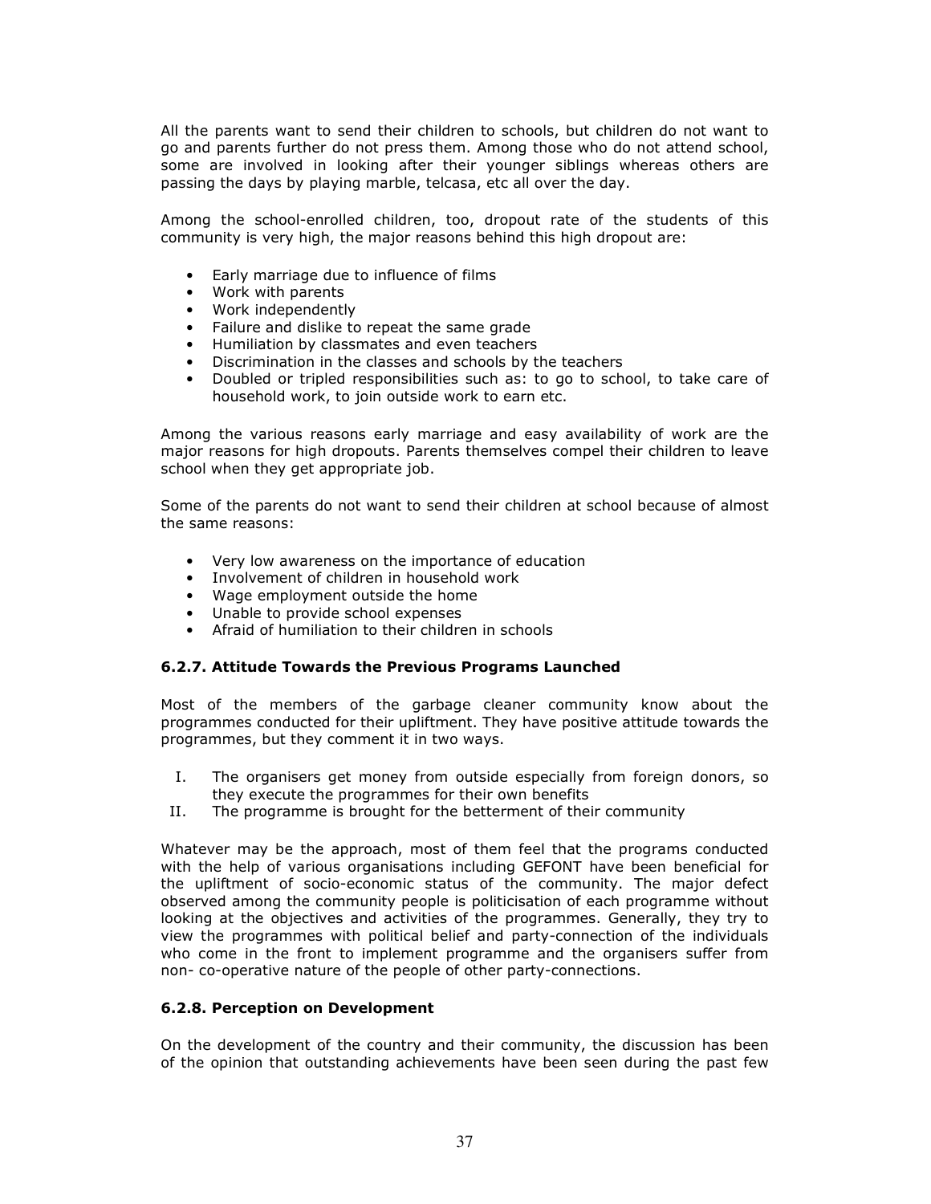All the parents want to send their children to schools, but children do not want to go and parents further do not press them. Among those who do not attend school, some are involved in looking after their younger siblings whereas others are passing the days by playing marble, telcasa, etc all over the day.

Among the school-enrolled children, too, dropout rate of the students of this community is very high, the major reasons behind this high dropout are:

- Early marriage due to influence of films
- Work with parents
- Work independently
- Failure and dislike to repeat the same grade
- Humiliation by classmates and even teachers
- Discrimination in the classes and schools by the teachers
- Doubled or tripled responsibilities such as: to go to school, to take care of household work, to join outside work to earn etc.

Among the various reasons early marriage and easy availability of work are the major reasons for high dropouts. Parents themselves compel their children to leave school when they get appropriate job.

Some of the parents do not want to send their children at school because of almost the same reasons:

- Very low awareness on the importance of education
- Involvement of children in household work
- Wage employment outside the home
- Unable to provide school expenses
- Afraid of humiliation to their children in schools

#### 6.2.7. Attitude Towards the Previous Programs Launched

Most of the members of the garbage cleaner community know about the programmes conducted for their upliftment. They have positive attitude towards the programmes, but they comment it in two ways.

I. The organisers get money from outside especially from foreign donors, so they execute the programmes for their own benefits
II. The programme is brought for the betterment of their community

Whatever may be the approach, most of them feel that the programs conducted with the help of various organisations including GEFONT have been beneficial for the upliftment of socio-economic status of the community. The major defect observed among the community people is politicisation of each programme without looking at the objectives and activities of the programmes. Generally, they try to view the programmes with political belief and party-connection of the individuals who come in the front to implement programme and the organisers suffer from non- co-operative nature of the people of other party-connections.

#### 6.2.8. Perception on Development

On the development of the country and their community, the discussion has been of the opinion that outstanding achievements have been seen during the past few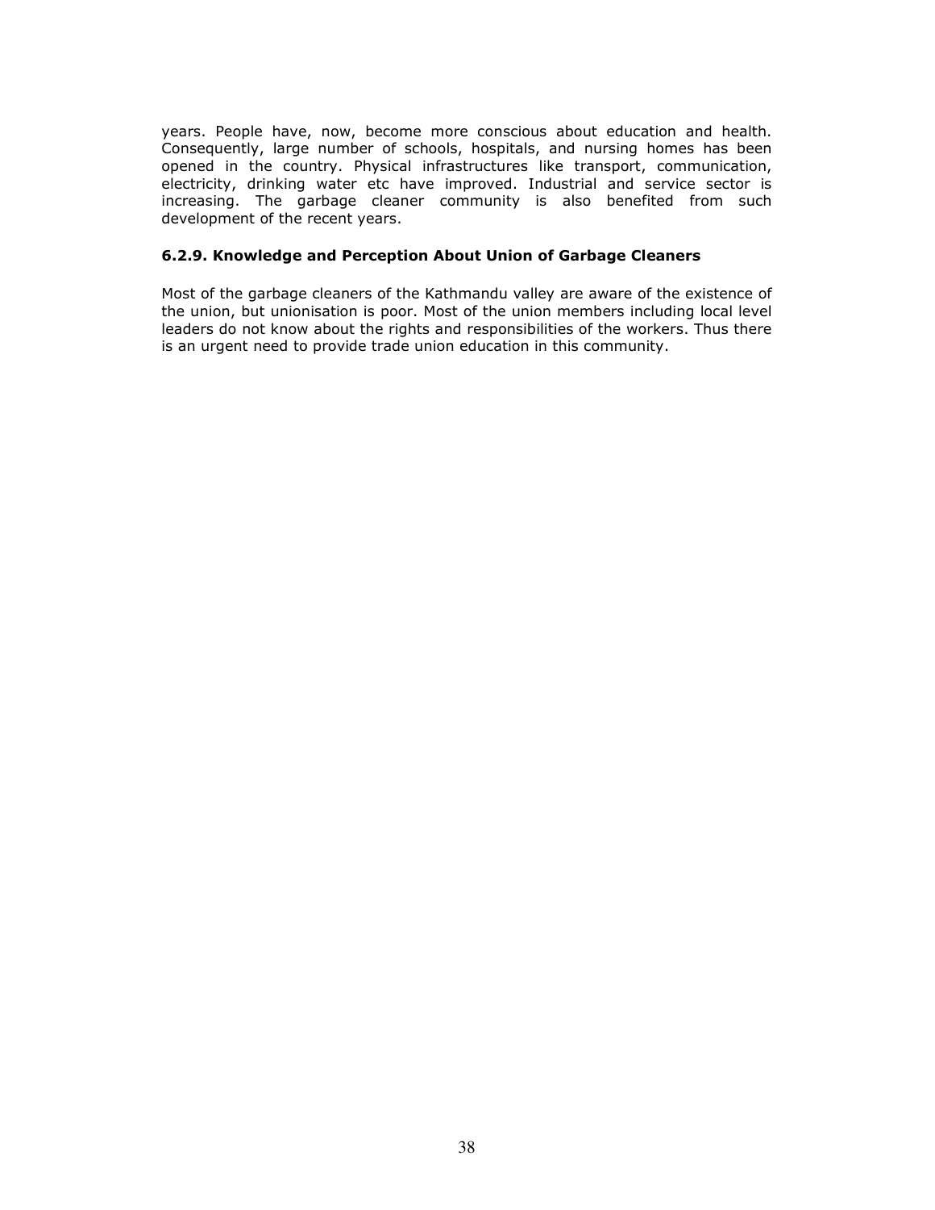years. People have, now, become more conscious about education and health. Consequently, large number of schools, hospitals, and nursing homes has been opened in the country. Physical infrastructures like transport, communication, electricity, drinking water etc have improved. Industrial and service sector is increasing. The garbage cleaner community is also benefited from such development of the recent years.

### 6.2.9. Knowledge and Perception About Union of Garbage Cleaners

Most of the garbage cleaners of the Kathmandu valley are aware of the existence of the union, but unionisation is poor. Most of the union members including local level leaders do not know about the rights and responsibilities of the workers. Thus there is an urgent need to provide trade union education in this community.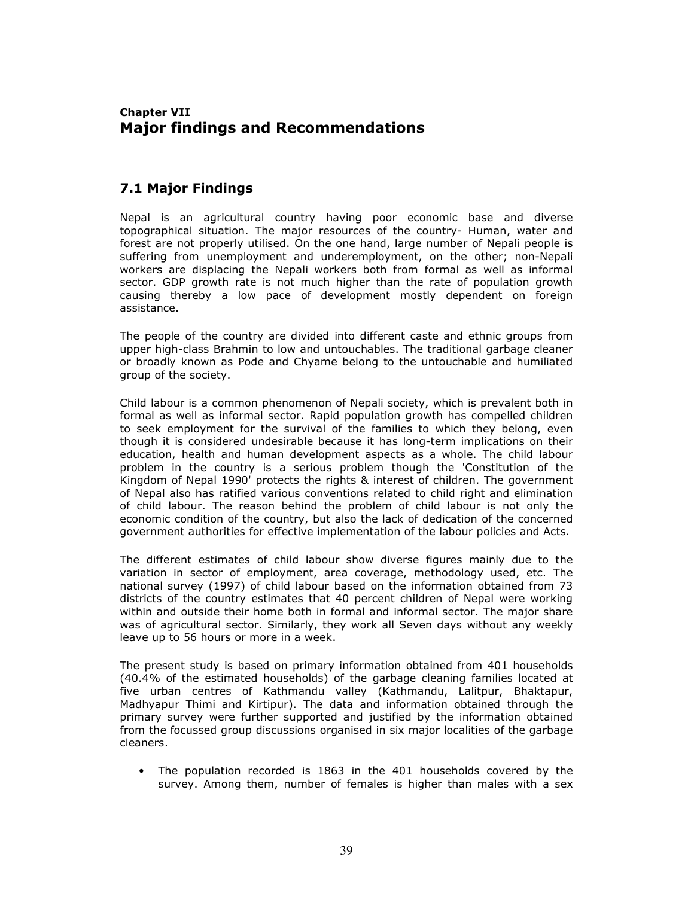## Chapter VII
# Major findings and Recommendations

## 7.1 Major Findings

Nepal is an agricultural country having poor economic base and diverse topographical situation. The major resources of the country- Human, water and forest are not properly utilised. On the one hand, large number of Nepali people is suffering from unemployment and underemployment, on the other; non-Nepali workers are displacing the Nepali workers both from formal as well as informal sector. GDP growth rate is not much higher than the rate of population growth causing thereby a low pace of development mostly dependent on foreign assistance.

The people of the country are divided into different caste and ethnic groups from upper high-class Brahmin to low and untouchables. The traditional garbage cleaner or broadly known as Pode and Chyame belong to the untouchable and humiliated group of the society.

Child labour is a common phenomenon of Nepali society, which is prevalent both in formal as well as informal sector. Rapid population growth has compelled children to seek employment for the survival of the families to which they belong, even though it is considered undesirable because it has long-term implications on their education, health and human development aspects as a whole. The child labour problem in the country is a serious problem though the 'Constitution of the Kingdom of Nepal 1990' protects the rights & interest of children. The government of Nepal also has ratified various conventions related to child right and elimination of child labour. The reason behind the problem of child labour is not only the economic condition of the country, but also the lack of dedication of the concerned government authorities for effective implementation of the labour policies and Acts.

The different estimates of child labour show diverse figures mainly due to the variation in sector of employment, area coverage, methodology used, etc. The national survey (1997) of child labour based on the information obtained from 73 districts of the country estimates that 40 percent children of Nepal were working within and outside their home both in formal and informal sector. The major share was of agricultural sector. Similarly, they work all Seven days without any weekly leave up to 56 hours or more in a week.

The present study is based on primary information obtained from 401 households (40.4% of the estimated households) of the garbage cleaning families located at five urban centres of Kathmandu valley (Kathmandu, Lalitpur, Bhaktapur, Madhyapur Thimi and Kirtipur). The data and information obtained through the primary survey were further supported and justified by the information obtained from the focussed group discussions organised in six major localities of the garbage cleaners.

- The population recorded is 1863 in the 401 households covered by the survey. Among them, number of females is higher than males with a sex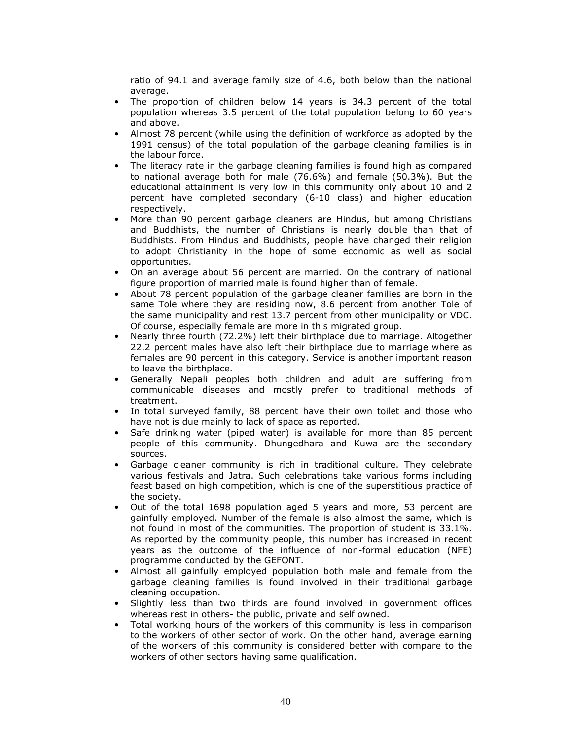ratio of 94.1 and average family size of 4.6, both below than the national average.

- The proportion of children below 14 years is 34.3 percent of the total population whereas 3.5 percent of the total population belong to 60 years and above.
- Almost 78 percent (while using the definition of workforce as adopted by the 1991 census) of the total population of the garbage cleaning families is in the labour force.
- The literacy rate in the garbage cleaning families is found high as compared to national average both for male (76.6%) and female (50.3%). But the educational attainment is very low in this community only about 10 and 2 percent have completed secondary (6-10 class) and higher education respectively.
- More than 90 percent garbage cleaners are Hindus, but among Christians and Buddhists, the number of Christians is nearly double than that of Buddhists. From Hindus and Buddhists, people have changed their religion to adopt Christianity in the hope of some economic as well as social opportunities.
- On an average about 56 percent are married. On the contrary of national figure proportion of married male is found higher than of female.
- About 78 percent population of the garbage cleaner families are born in the same Tole where they are residing now, 8.6 percent from another Tole of the same municipality and rest 13.7 percent from other municipality or VDC. Of course, especially female are more in this migrated group.
- Nearly three fourth (72.2%) left their birthplace due to marriage. Altogether 22.2 percent males have also left their birthplace due to marriage where as females are 90 percent in this category. Service is another important reason to leave the birthplace.
- Generally Nepali peoples both children and adult are suffering from communicable diseases and mostly prefer to traditional methods of treatment.
- In total surveyed family, 88 percent have their own toilet and those who have not is due mainly to lack of space as reported.
- Safe drinking water (piped water) is available for more than 85 percent people of this community. Dhungedhara and Kuwa are the secondary sources.
- Garbage cleaner community is rich in traditional culture. They celebrate various festivals and Jatra. Such celebrations take various forms including feast based on high competition, which is one of the superstitious practice of the society.
- Out of the total 1698 population aged 5 years and more, 53 percent are gainfully employed. Number of the female is also almost the same, which is not found in most of the communities. The proportion of student is 33.1%. As reported by the community people, this number has increased in recent years as the outcome of the influence of non-formal education (NFE) programme conducted by the GEFONT.
- Almost all gainfully employed population both male and female from the garbage cleaning families is found involved in their traditional garbage cleaning occupation.
- Slightly less than two thirds are found involved in government offices whereas rest in others- the public, private and self owned.
- Total working hours of the workers of this community is less in comparison to the workers of other sector of work. On the other hand, average earning of the workers of this community is considered better with compare to the workers of other sectors having same qualification.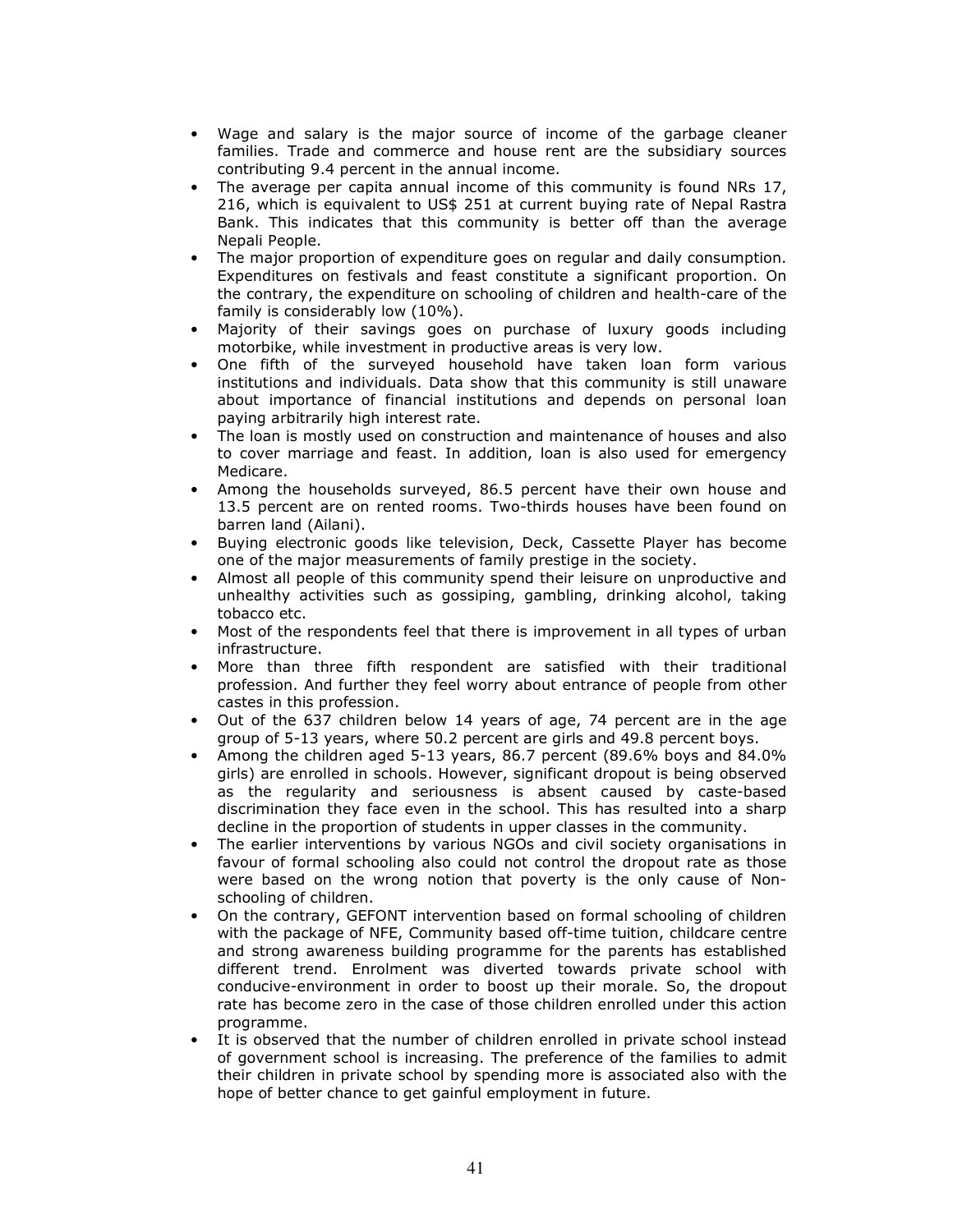- Wage and salary is the major source of income of the garbage cleaner families. Trade and commerce and house rent are the subsidiary sources contributing 9.4 percent in the annual income.
- The average per capita annual income of this community is found NRs 17, 216, which is equivalent to US$ 251 at current buying rate of Nepal Rastra Bank. This indicates that this community is better off than the average Nepali People.
- The major proportion of expenditure goes on regular and daily consumption. Expenditures on festivals and feast constitute a significant proportion. On the contrary, the expenditure on schooling of children and health-care of the family is considerably low (10%).
- Majority of their savings goes on purchase of luxury goods including motorbike, while investment in productive areas is very low.
- One fifth of the surveyed household have taken loan form various institutions and individuals. Data show that this community is still unaware about importance of financial institutions and depends on personal loan paying arbitrarily high interest rate.
- The loan is mostly used on construction and maintenance of houses and also to cover marriage and feast. In addition, loan is also used for emergency Medicare.
- Among the households surveyed, 86.5 percent have their own house and 13.5 percent are on rented rooms. Two-thirds houses have been found on barren land (Ailani).
- Buying electronic goods like television, Deck, Cassette Player has become one of the major measurements of family prestige in the society.
- Almost all people of this community spend their leisure on unproductive and unhealthy activities such as gossiping, gambling, drinking alcohol, taking tobacco etc.
- Most of the respondents feel that there is improvement in all types of urban infrastructure.
- More than three fifth respondent are satisfied with their traditional profession. And further they feel worry about entrance of people from other castes in this profession.
- Out of the 637 children below 14 years of age, 74 percent are in the age group of 5-13 years, where 50.2 percent are girls and 49.8 percent boys.
- Among the children aged 5-13 years, 86.7 percent (89.6% boys and 84.0% girls) are enrolled in schools. However, significant dropout is being observed as the regularity and seriousness is absent caused by caste-based discrimination they face even in the school. This has resulted into a sharp decline in the proportion of students in upper classes in the community.
- The earlier interventions by various NGOs and civil society organisations in favour of formal schooling also could not control the dropout rate as those were based on the wrong notion that poverty is the only cause of Non-schooling of children.
- On the contrary, GEFONT intervention based on formal schooling of children with the package of NFE, Community based off-time tuition, childcare centre and strong awareness building programme for the parents has established different trend. Enrolment was diverted towards private school with conducive-environment in order to boost up their morale. So, the dropout rate has become zero in the case of those children enrolled under this action programme.
- It is observed that the number of children enrolled in private school instead of government school is increasing. The preference of the families to admit their children in private school by spending more is associated also with the hope of better chance to get gainful employment in future.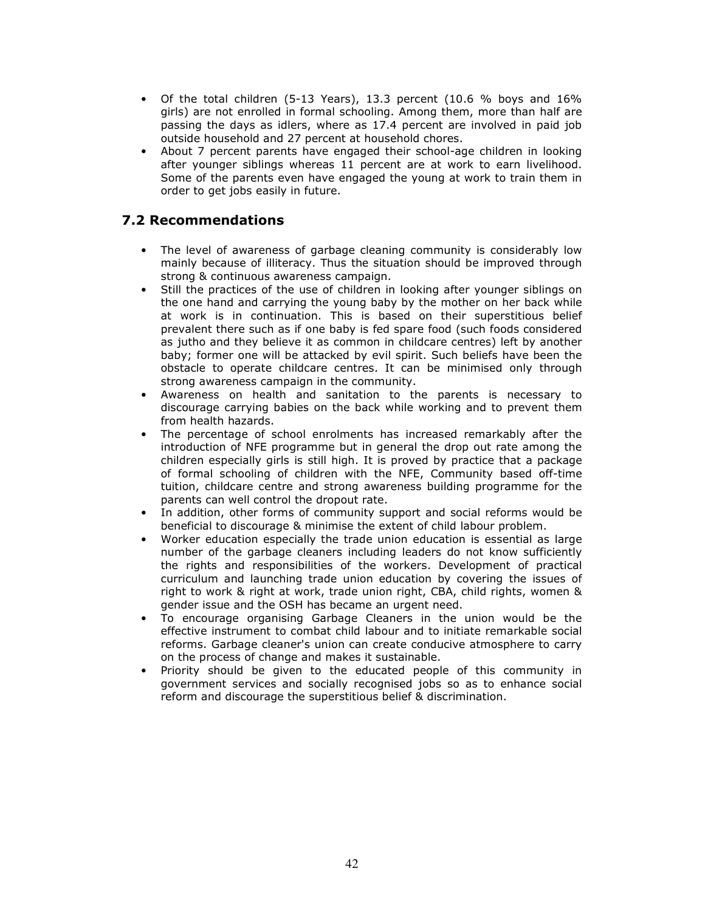- Of the total children (5-13 Years), 13.3 percent (10.6 % boys and 16% girls) are not enrolled in formal schooling. Among them, more than half are passing the days as idlers, where as 17.4 percent are involved in paid job outside household and 27 percent at household chores.
- About 7 percent parents have engaged their school-age children in looking after younger siblings whereas 11 percent are at work to earn livelihood. Some of the parents even have engaged the young at work to train them in order to get jobs easily in future.

## 7.2 Recommendations

- The level of awareness of garbage cleaning community is considerably low mainly because of illiteracy. Thus the situation should be improved through strong & continuous awareness campaign.
- Still the practices of the use of children in looking after younger siblings on the one hand and carrying the young baby by the mother on her back while at work is in continuation. This is based on their superstitious belief prevalent there such as if one baby is fed spare food (such foods considered as jutho and they believe it as common in childcare centres) left by another baby; former one will be attacked by evil spirit. Such beliefs have been the obstacle to operate childcare centres. It can be minimised only through strong awareness campaign in the community.
- Awareness on health and sanitation to the parents is necessary to discourage carrying babies on the back while working and to prevent them from health hazards.
- The percentage of school enrolments has increased remarkably after the introduction of NFE programme but in general the drop out rate among the children especially girls is still high. It is proved by practice that a package of formal schooling of children with the NFE, Community based off-time tuition, childcare centre and strong awareness building programme for the parents can well control the dropout rate.
- In addition, other forms of community support and social reforms would be beneficial to discourage & minimise the extent of child labour problem.
- Worker education especially the trade union education is essential as large number of the garbage cleaners including leaders do not know sufficiently the rights and responsibilities of the workers. Development of practical curriculum and launching trade union education by covering the issues of right to work & right at work, trade union right, CBA, child rights, women & gender issue and the OSH has became an urgent need.
- To encourage organising Garbage Cleaners in the union would be the effective instrument to combat child labour and to initiate remarkable social reforms. Garbage cleaner's union can create conducive atmosphere to carry on the process of change and makes it sustainable.
- Priority should be given to the educated people of this community in government services and socially recognised jobs so as to enhance social reform and discourage the superstitious belief & discrimination.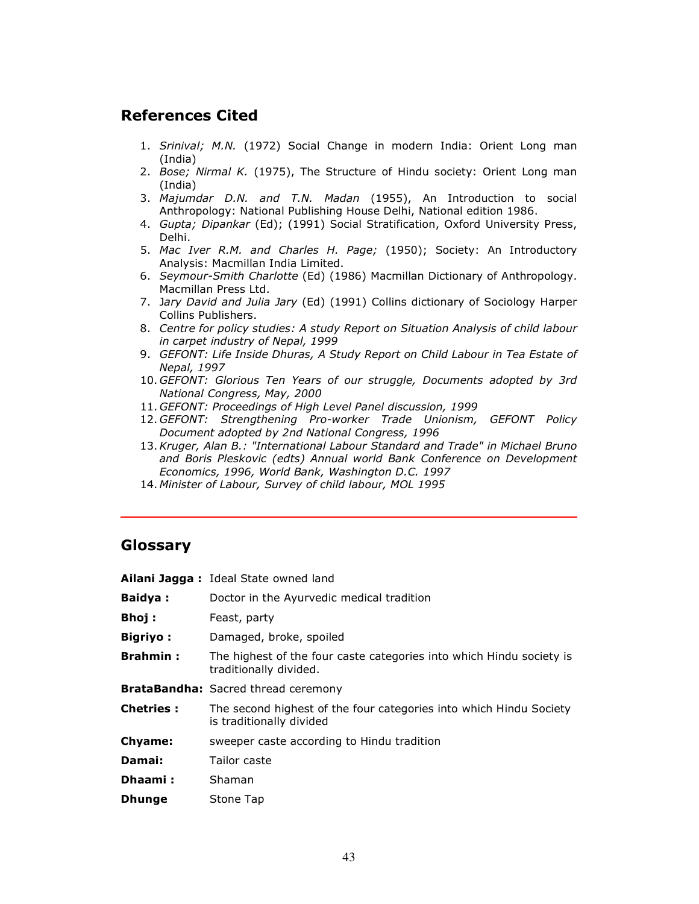## References Cited

1. *Srinival; M.N.* (1972) Social Change in modern India: Orient Long man (India)
2. *Bose; Nirmal K.* (1975), The Structure of Hindu society: Orient Long man (India)
3. *Majumdar D.N. and T.N. Madan* (1955), An Introduction to social Anthropology: National Publishing House Delhi, National edition 1986.
4. *Gupta; Dipankar* (Ed); (1991) Social Stratification, Oxford University Press, Delhi.
5. *Mac Iver R.M. and Charles H. Page;* (1950); Society: An Introductory Analysis: Macmillan India Limited.
6. *Seymour-Smith Charlotte* (Ed) (1986) Macmillan Dictionary of Anthropology. Macmillan Press Ltd.
7. J*ary David and Julia Jary* (Ed) (1991) Collins dictionary of Sociology Harper Collins Publishers.
8. *Centre for policy studies: A study Report on Situation Analysis of child labour in carpet industry of Nepal, 1999*
9. *GEFONT: Life Inside Dhuras, A Study Report on Child Labour in Tea Estate of Nepal, 1997*
10. *GEFONT: Glorious Ten Years of our struggle, Documents adopted by 3rd National Congress, May, 2000*
11. *GEFONT: Proceedings of High Level Panel discussion, 1999*
12. *GEFONT: Strengthening Pro-worker Trade Unionism, GEFONT Policy Document adopted by 2nd National Congress, 1996*
13. *Kruger, Alan B.: "International Labour Standard and Trade" in Michael Bruno and Boris Pleskovic (edts) Annual world Bank Conference on Development Economics, 1996, World Bank, Washington D.C. 1997*
14. *Minister of Labour, Survey of child labour, MOL 1995*

---

## Glossary

**Ailani Jagga :** Ideal State owned land

**Baidya :** Doctor in the Ayurvedic medical tradition

**Bhoj :** Feast, party

**Bigriyo :** Damaged, broke, spoiled

**Brahmin :** The highest of the four caste categories into which Hindu society is traditionally divided.

**BrataBandha:** Sacred thread ceremony

**Chetries :** The second highest of the four categories into which Hindu Society is traditionally divided

**Chyame:** sweeper caste according to Hindu tradition

**Damai:** Tailor caste

**Dhaami :** Shaman

**Dhunge** Stone Tap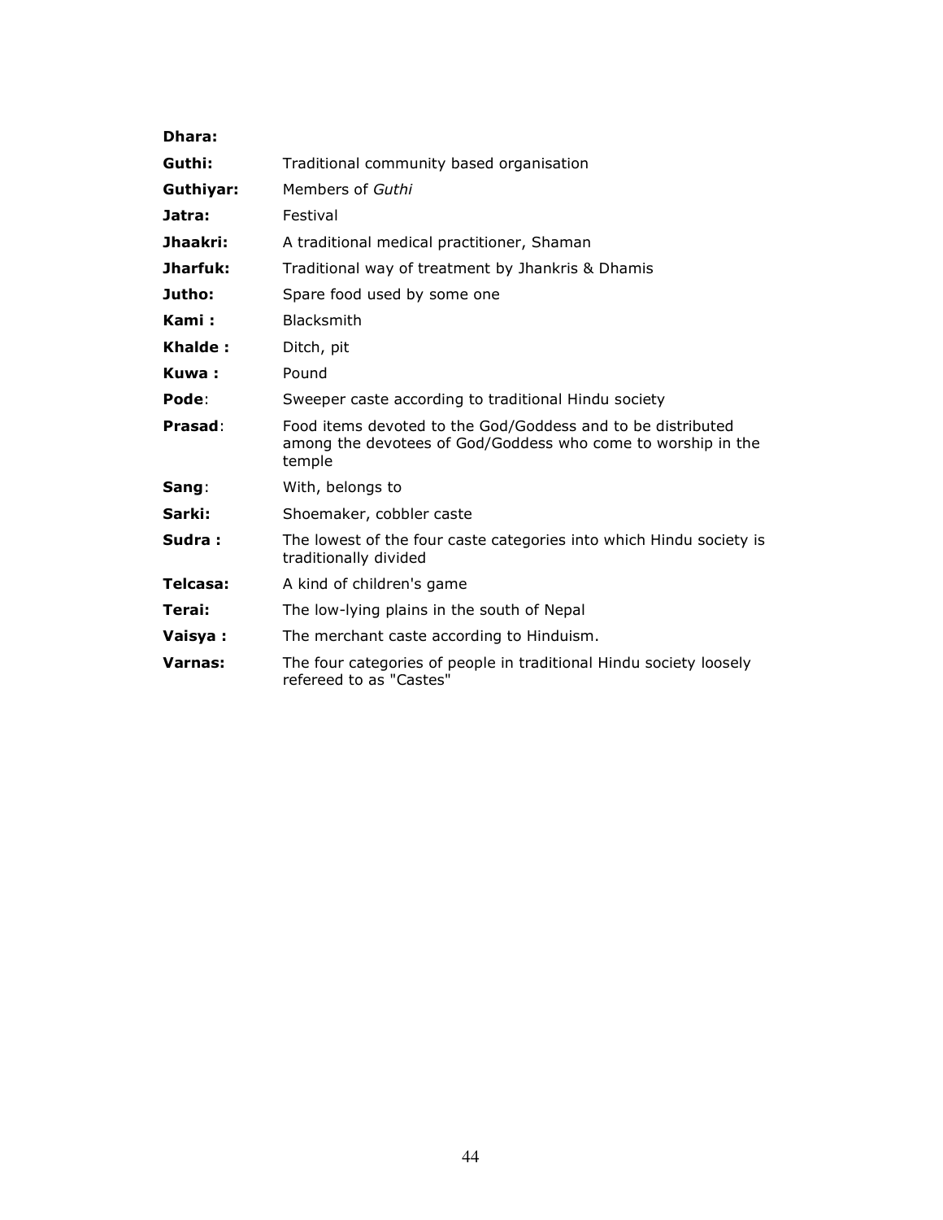| | |
|---|---|
| **Dhara:** | |
| **Guthi:** | Traditional community based organisation |
| **Guthiyar:** | Members of *Guthi* |
| **Jatra:** | Festival |
| **Jhaakri:** | A traditional medical practitioner, Shaman |
| **Jharfuk:** | Traditional way of treatment by Jhankris & Dhamis |
| **Jutho:** | Spare food used by some one |
| **Kami :** | Blacksmith |
| **Khalde :** | Ditch, pit |
| **Kuwa :** | Pound |
| **Pode**: | Sweeper caste according to traditional Hindu society |
| **Prasad**: | Food items devoted to the God/Goddess and to be distributed among the devotees of God/Goddess who come to worship in the temple |
| **Sang**: | With, belongs to |
| **Sarki:** | Shoemaker, cobbler caste |
| **Sudra :** | The lowest of the four caste categories into which Hindu society is traditionally divided |
| **Telcasa:** | A kind of children's game |
| **Terai:** | The low-lying plains in the south of Nepal |
| **Vaisya :** | The merchant caste according to Hinduism. |
| **Varnas:** | The four categories of people in traditional Hindu society loosely refereed to as "Castes" |